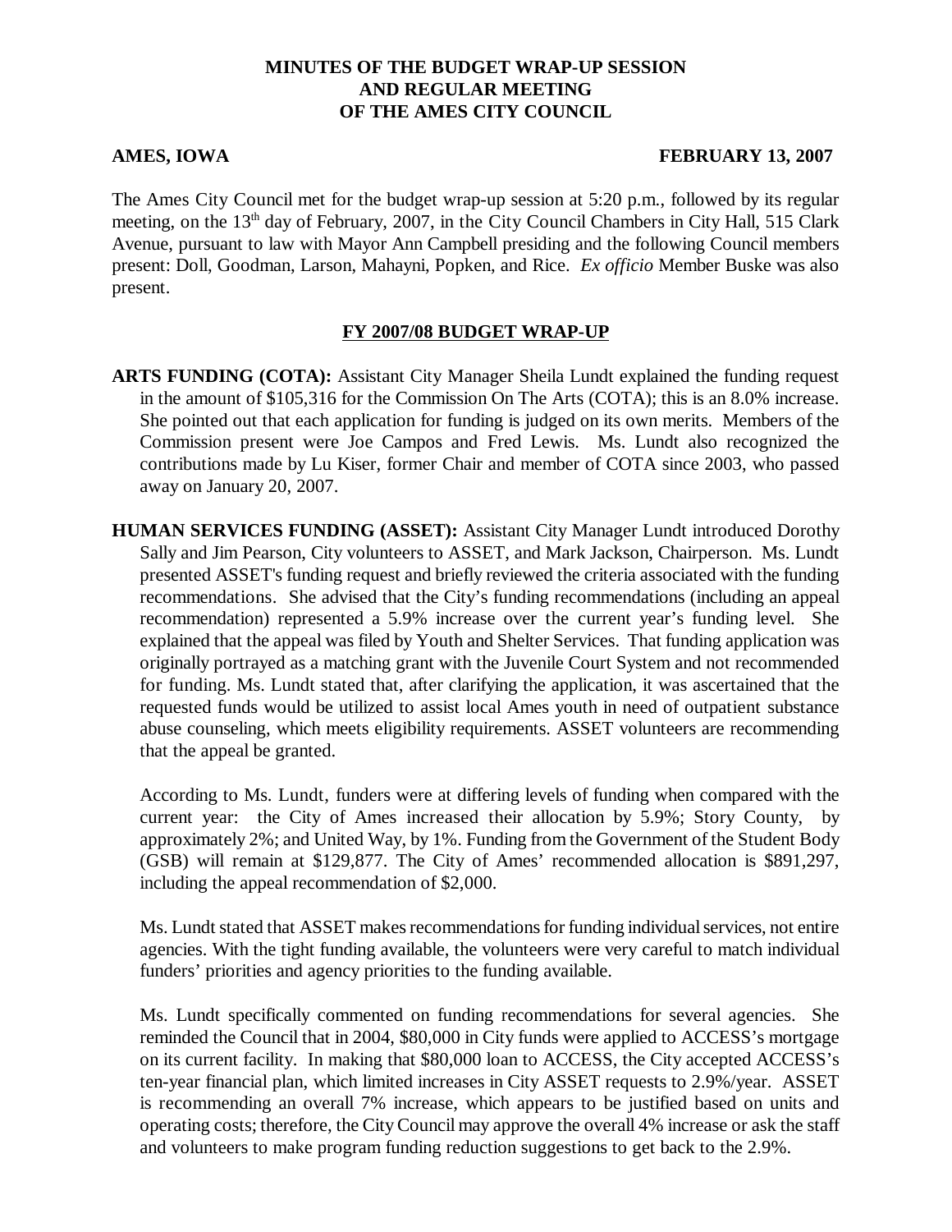# MINUTES OF THE BUDGET WRAP-UP SESSION AND REGULAR MEETING OF THE AMES CITY COUNCIL

**AMES, IOWA** **FEBRUARY 13, 2007**

The Ames City Council met for the budget wrap-up session at 5:20 p.m., followed by its regular meeting, on the 13th day of February, 2007, in the City Council Chambers in City Hall, 515 Clark Avenue, pursuant to law with Mayor Ann Campbell presiding and the following Council members present: Doll, Goodman, Larson, Mahayni, Popken, and Rice. *Ex officio* Member Buske was also present.

## FY 2007/08 BUDGET WRAP-UP

**ARTS FUNDING (COTA):** Assistant City Manager Sheila Lundt explained the funding request in the amount of $105,316 for the Commission On The Arts (COTA); this is an 8.0% increase. She pointed out that each application for funding is judged on its own merits. Members of the Commission present were Joe Campos and Fred Lewis. Ms. Lundt also recognized the contributions made by Lu Kiser, former Chair and member of COTA since 2003, who passed away on January 20, 2007.

**HUMAN SERVICES FUNDING (ASSET):** Assistant City Manager Lundt introduced Dorothy Sally and Jim Pearson, City volunteers to ASSET, and Mark Jackson, Chairperson. Ms. Lundt presented ASSET's funding request and briefly reviewed the criteria associated with the funding recommendations. She advised that the City's funding recommendations (including an appeal recommendation) represented a 5.9% increase over the current year's funding level. She explained that the appeal was filed by Youth and Shelter Services. That funding application was originally portrayed as a matching grant with the Juvenile Court System and not recommended for funding. Ms. Lundt stated that, after clarifying the application, it was ascertained that the requested funds would be utilized to assist local Ames youth in need of outpatient substance abuse counseling, which meets eligibility requirements. ASSET volunteers are recommending that the appeal be granted.

According to Ms. Lundt, funders were at differing levels of funding when compared with the current year: the City of Ames increased their allocation by 5.9%; Story County, by approximately 2%; and United Way, by 1%. Funding from the Government of the Student Body (GSB) will remain at $129,877. The City of Ames' recommended allocation is $891,297, including the appeal recommendation of $2,000.

Ms. Lundt stated that ASSET makes recommendations for funding individual services, not entire agencies. With the tight funding available, the volunteers were very careful to match individual funders' priorities and agency priorities to the funding available.

Ms. Lundt specifically commented on funding recommendations for several agencies. She reminded the Council that in 2004, $80,000 in City funds were applied to ACCESS's mortgage on its current facility. In making that $80,000 loan to ACCESS, the City accepted ACCESS's ten-year financial plan, which limited increases in City ASSET requests to 2.9%/year. ASSET is recommending an overall 7% increase, which appears to be justified based on units and operating costs; therefore, the City Council may approve the overall 4% increase or ask the staff and volunteers to make program funding reduction suggestions to get back to the 2.9%.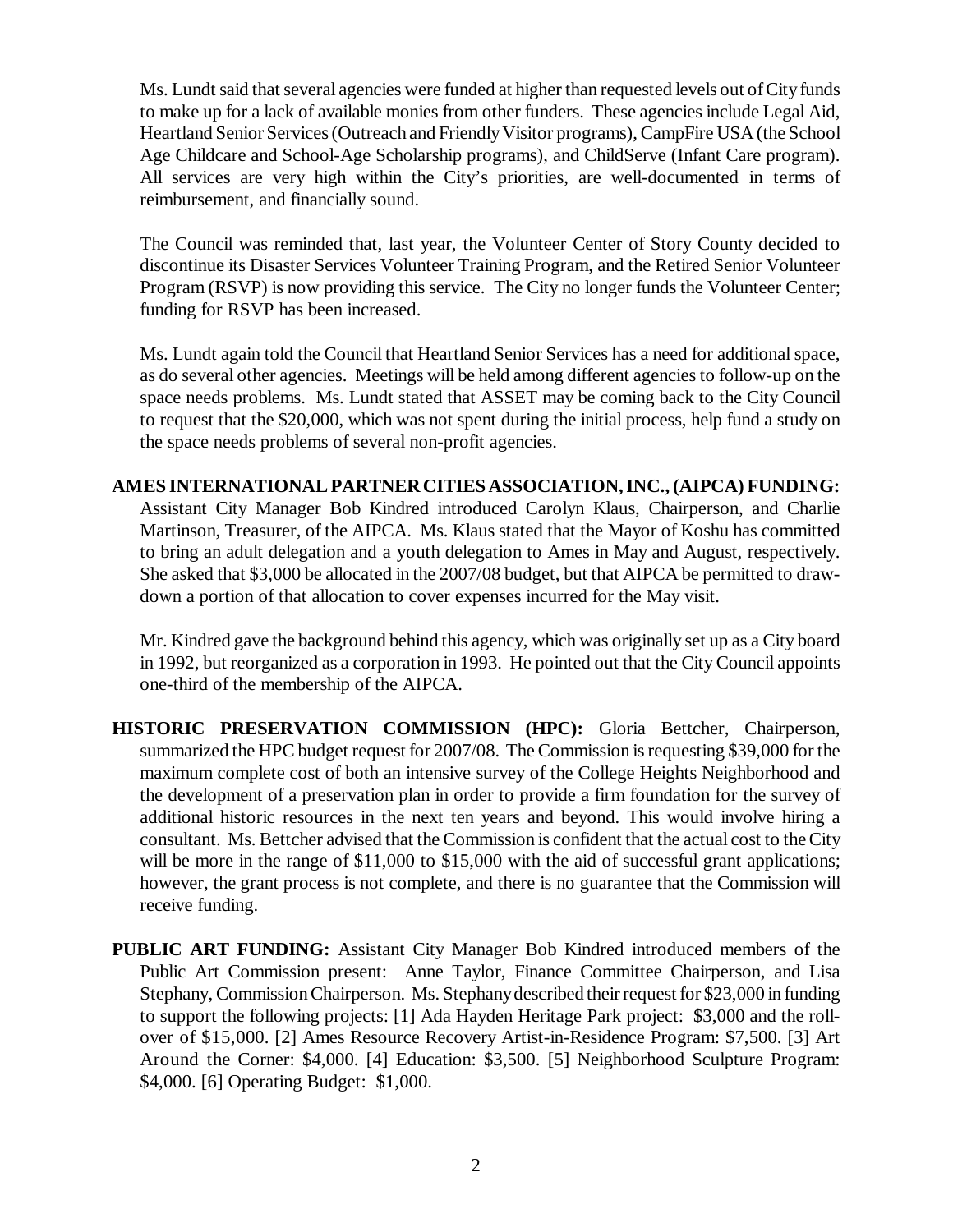Ms. Lundt said that several agencies were funded at higher than requested levels out of City funds to make up for a lack of available monies from other funders. These agencies include Legal Aid, Heartland Senior Services (Outreach and Friendly Visitor programs), CampFire USA (the School Age Childcare and School-Age Scholarship programs), and ChildServe (Infant Care program). All services are very high within the City's priorities, are well-documented in terms of reimbursement, and financially sound.

The Council was reminded that, last year, the Volunteer Center of Story County decided to discontinue its Disaster Services Volunteer Training Program, and the Retired Senior Volunteer Program (RSVP) is now providing this service. The City no longer funds the Volunteer Center; funding for RSVP has been increased.

Ms. Lundt again told the Council that Heartland Senior Services has a need for additional space, as do several other agencies. Meetings will be held among different agencies to follow-up on the space needs problems. Ms. Lundt stated that ASSET may be coming back to the City Council to request that the $20,000, which was not spent during the initial process, help fund a study on the space needs problems of several non-profit agencies.

**AMES INTERNATIONAL PARTNER CITIES ASSOCIATION, INC., (AIPCA) FUNDING:** Assistant City Manager Bob Kindred introduced Carolyn Klaus, Chairperson, and Charlie Martinson, Treasurer, of the AIPCA. Ms. Klaus stated that the Mayor of Koshu has committed to bring an adult delegation and a youth delegation to Ames in May and August, respectively. She asked that $3,000 be allocated in the 2007/08 budget, but that AIPCA be permitted to draw-down a portion of that allocation to cover expenses incurred for the May visit.

Mr. Kindred gave the background behind this agency, which was originally set up as a City board in 1992, but reorganized as a corporation in 1993. He pointed out that the City Council appoints one-third of the membership of the AIPCA.

**HISTORIC PRESERVATION COMMISSION (HPC):** Gloria Bettcher, Chairperson, summarized the HPC budget request for 2007/08. The Commission is requesting $39,000 for the maximum complete cost of both an intensive survey of the College Heights Neighborhood and the development of a preservation plan in order to provide a firm foundation for the survey of additional historic resources in the next ten years and beyond. This would involve hiring a consultant. Ms. Bettcher advised that the Commission is confident that the actual cost to the City will be more in the range of $11,000 to $15,000 with the aid of successful grant applications; however, the grant process is not complete, and there is no guarantee that the Commission will receive funding.

**PUBLIC ART FUNDING:** Assistant City Manager Bob Kindred introduced members of the Public Art Commission present: Anne Taylor, Finance Committee Chairperson, and Lisa Stephany, Commission Chairperson. Ms. Stephany described their request for $23,000 in funding to support the following projects: [1] Ada Hayden Heritage Park project: $3,000 and the roll-over of $15,000. [2] Ames Resource Recovery Artist-in-Residence Program: $7,500. [3] Art Around the Corner: $4,000. [4] Education: $3,500. [5] Neighborhood Sculpture Program: $4,000. [6] Operating Budget: $1,000.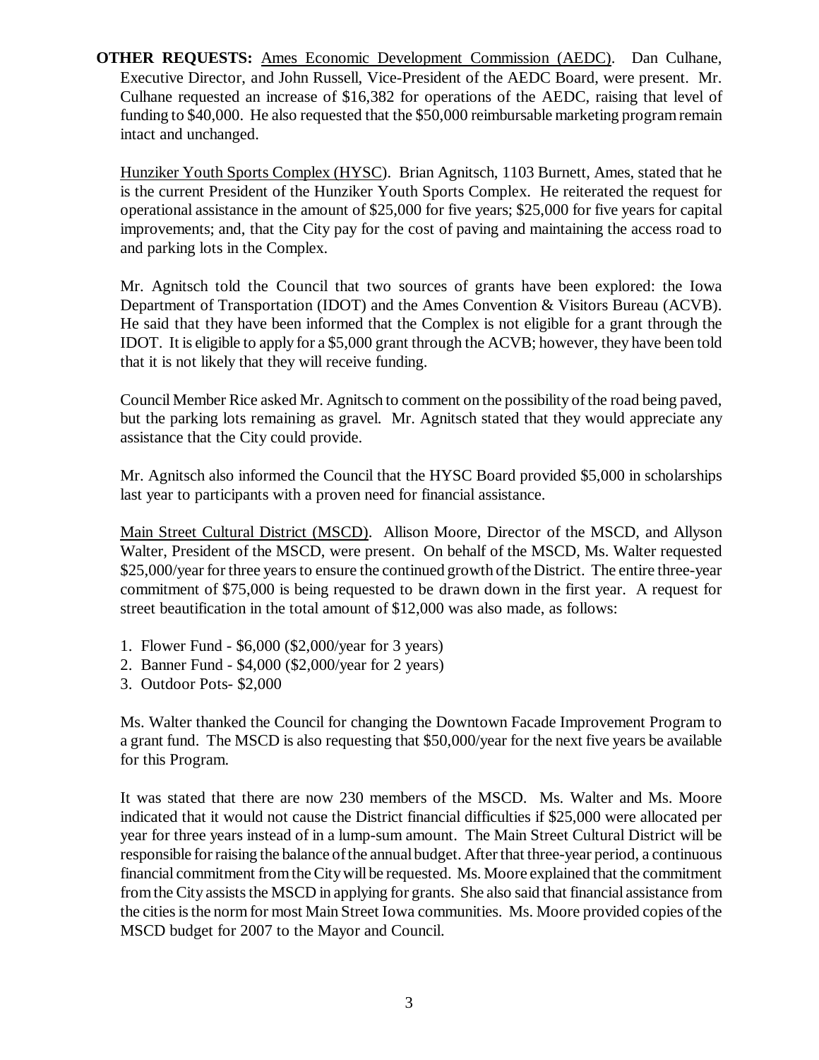**OTHER REQUESTS:** Ames Economic Development Commission (AEDC). Dan Culhane, Executive Director, and John Russell, Vice-President of the AEDC Board, were present. Mr. Culhane requested an increase of $16,382 for operations of the AEDC, raising that level of funding to $40,000. He also requested that the $50,000 reimbursable marketing program remain intact and unchanged.

Hunziker Youth Sports Complex (HYSC). Brian Agnitsch, 1103 Burnett, Ames, stated that he is the current President of the Hunziker Youth Sports Complex. He reiterated the request for operational assistance in the amount of $25,000 for five years; $25,000 for five years for capital improvements; and, that the City pay for the cost of paving and maintaining the access road to and parking lots in the Complex.

Mr. Agnitsch told the Council that two sources of grants have been explored: the Iowa Department of Transportation (IDOT) and the Ames Convention & Visitors Bureau (ACVB). He said that they have been informed that the Complex is not eligible for a grant through the IDOT. It is eligible to apply for a $5,000 grant through the ACVB; however, they have been told that it is not likely that they will receive funding.

Council Member Rice asked Mr. Agnitsch to comment on the possibility of the road being paved, but the parking lots remaining as gravel. Mr. Agnitsch stated that they would appreciate any assistance that the City could provide.

Mr. Agnitsch also informed the Council that the HYSC Board provided $5,000 in scholarships last year to participants with a proven need for financial assistance.

Main Street Cultural District (MSCD). Allison Moore, Director of the MSCD, and Allyson Walter, President of the MSCD, were present. On behalf of the MSCD, Ms. Walter requested $25,000/year for three years to ensure the continued growth of the District. The entire three-year commitment of $75,000 is being requested to be drawn down in the first year. A request for street beautification in the total amount of $12,000 was also made, as follows:

1. Flower Fund - $6,000 ($2,000/year for 3 years)
2. Banner Fund - $4,000 ($2,000/year for 2 years)
3. Outdoor Pots- $2,000

Ms. Walter thanked the Council for changing the Downtown Facade Improvement Program to a grant fund. The MSCD is also requesting that $50,000/year for the next five years be available for this Program.

It was stated that there are now 230 members of the MSCD. Ms. Walter and Ms. Moore indicated that it would not cause the District financial difficulties if $25,000 were allocated per year for three years instead of in a lump-sum amount. The Main Street Cultural District will be responsible for raising the balance of the annual budget. After that three-year period, a continuous financial commitment from the City will be requested. Ms. Moore explained that the commitment from the City assists the MSCD in applying for grants. She also said that financial assistance from the cities is the norm for most Main Street Iowa communities. Ms. Moore provided copies of the MSCD budget for 2007 to the Mayor and Council.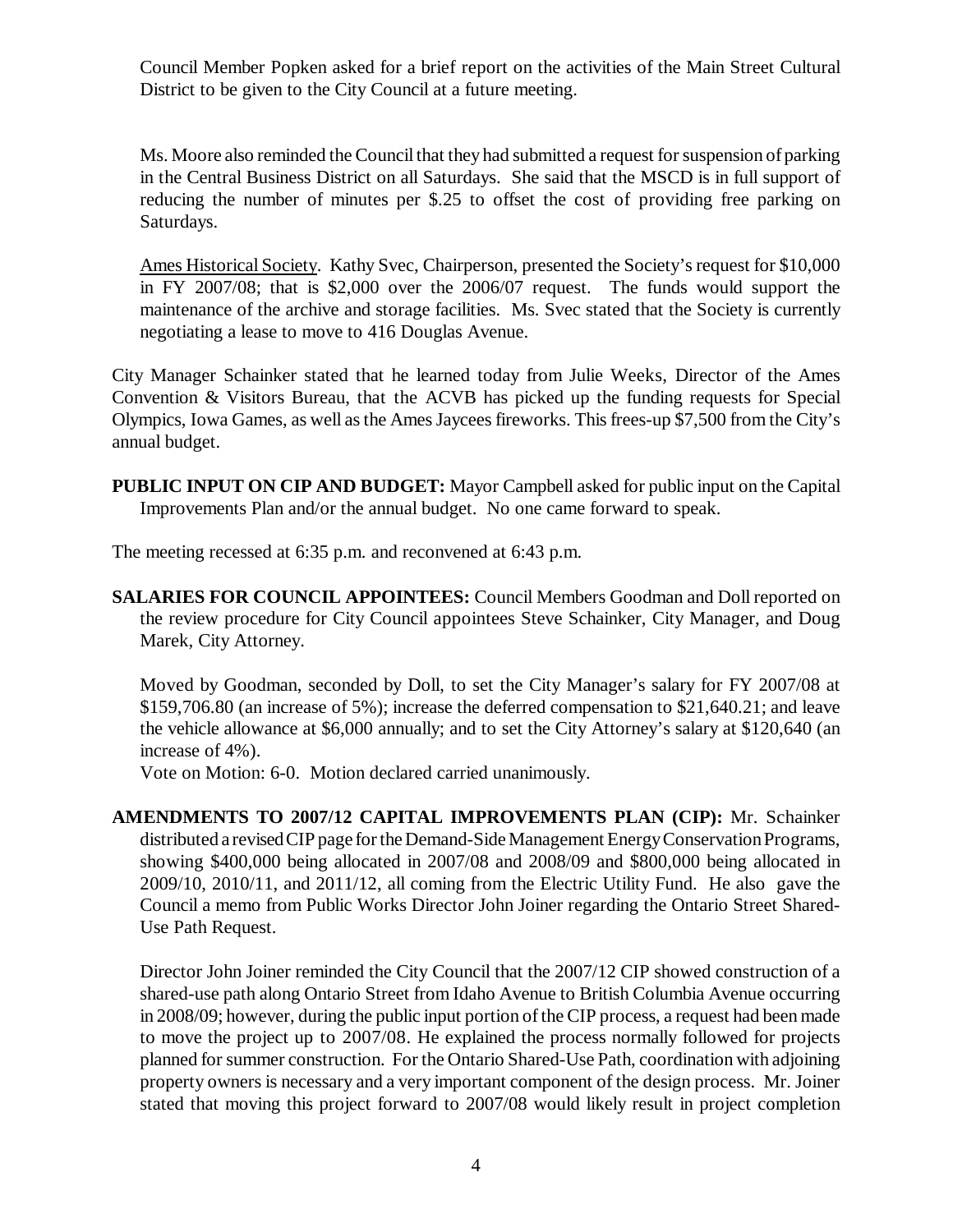Council Member Popken asked for a brief report on the activities of the Main Street Cultural District to be given to the City Council at a future meeting.

Ms. Moore also reminded the Council that they had submitted a request for suspension of parking in the Central Business District on all Saturdays. She said that the MSCD is in full support of reducing the number of minutes per $.25 to offset the cost of providing free parking on Saturdays.

Ames Historical Society. Kathy Svec, Chairperson, presented the Society's request for $10,000 in FY 2007/08; that is $2,000 over the 2006/07 request. The funds would support the maintenance of the archive and storage facilities. Ms. Svec stated that the Society is currently negotiating a lease to move to 416 Douglas Avenue.

City Manager Schainker stated that he learned today from Julie Weeks, Director of the Ames Convention & Visitors Bureau, that the ACVB has picked up the funding requests for Special Olympics, Iowa Games, as well as the Ames Jaycees fireworks. This frees-up $7,500 from the City's annual budget.

**PUBLIC INPUT ON CIP AND BUDGET:** Mayor Campbell asked for public input on the Capital Improvements Plan and/or the annual budget. No one came forward to speak.

The meeting recessed at 6:35 p.m. and reconvened at 6:43 p.m.

**SALARIES FOR COUNCIL APPOINTEES:** Council Members Goodman and Doll reported on the review procedure for City Council appointees Steve Schainker, City Manager, and Doug Marek, City Attorney.

Moved by Goodman, seconded by Doll, to set the City Manager's salary for FY 2007/08 at $159,706.80 (an increase of 5%); increase the deferred compensation to $21,640.21; and leave the vehicle allowance at $6,000 annually; and to set the City Attorney's salary at $120,640 (an increase of 4%).

Vote on Motion: 6-0. Motion declared carried unanimously.

**AMENDMENTS TO 2007/12 CAPITAL IMPROVEMENTS PLAN (CIP):** Mr. Schainker distributed a revised CIP page for the Demand-Side Management Energy Conservation Programs, showing $400,000 being allocated in 2007/08 and 2008/09 and $800,000 being allocated in 2009/10, 2010/11, and 2011/12, all coming from the Electric Utility Fund. He also gave the Council a memo from Public Works Director John Joiner regarding the Ontario Street Shared-Use Path Request.

Director John Joiner reminded the City Council that the 2007/12 CIP showed construction of a shared-use path along Ontario Street from Idaho Avenue to British Columbia Avenue occurring in 2008/09; however, during the public input portion of the CIP process, a request had been made to move the project up to 2007/08. He explained the process normally followed for projects planned for summer construction. For the Ontario Shared-Use Path, coordination with adjoining property owners is necessary and a very important component of the design process. Mr. Joiner stated that moving this project forward to 2007/08 would likely result in project completion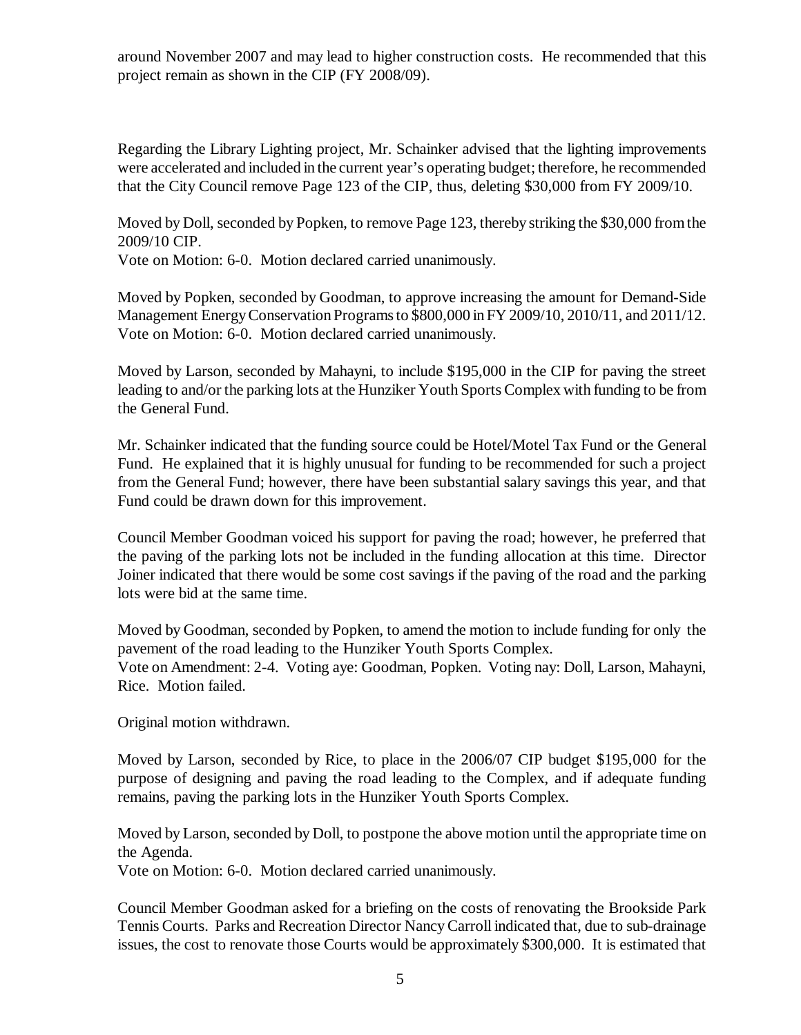around November 2007 and may lead to higher construction costs. He recommended that this project remain as shown in the CIP (FY 2008/09).

Regarding the Library Lighting project, Mr. Schainker advised that the lighting improvements were accelerated and included in the current year's operating budget; therefore, he recommended that the City Council remove Page 123 of the CIP, thus, deleting $30,000 from FY 2009/10.

Moved by Doll, seconded by Popken, to remove Page 123, thereby striking the $30,000 from the 2009/10 CIP.
Vote on Motion: 6-0. Motion declared carried unanimously.

Moved by Popken, seconded by Goodman, to approve increasing the amount for Demand-Side Management Energy Conservation Programs to $800,000 in FY 2009/10, 2010/11, and 2011/12.
Vote on Motion: 6-0. Motion declared carried unanimously.

Moved by Larson, seconded by Mahayni, to include $195,000 in the CIP for paving the street leading to and/or the parking lots at the Hunziker Youth Sports Complex with funding to be from the General Fund.

Mr. Schainker indicated that the funding source could be Hotel/Motel Tax Fund or the General Fund. He explained that it is highly unusual for funding to be recommended for such a project from the General Fund; however, there have been substantial salary savings this year, and that Fund could be drawn down for this improvement.

Council Member Goodman voiced his support for paving the road; however, he preferred that the paving of the parking lots not be included in the funding allocation at this time. Director Joiner indicated that there would be some cost savings if the paving of the road and the parking lots were bid at the same time.

Moved by Goodman, seconded by Popken, to amend the motion to include funding for only the pavement of the road leading to the Hunziker Youth Sports Complex.
Vote on Amendment: 2-4. Voting aye: Goodman, Popken. Voting nay: Doll, Larson, Mahayni, Rice. Motion failed.

Original motion withdrawn.

Moved by Larson, seconded by Rice, to place in the 2006/07 CIP budget $195,000 for the purpose of designing and paving the road leading to the Complex, and if adequate funding remains, paving the parking lots in the Hunziker Youth Sports Complex.

Moved by Larson, seconded by Doll, to postpone the above motion until the appropriate time on the Agenda.
Vote on Motion: 6-0. Motion declared carried unanimously.

Council Member Goodman asked for a briefing on the costs of renovating the Brookside Park Tennis Courts. Parks and Recreation Director Nancy Carroll indicated that, due to sub-drainage issues, the cost to renovate those Courts would be approximately $300,000. It is estimated that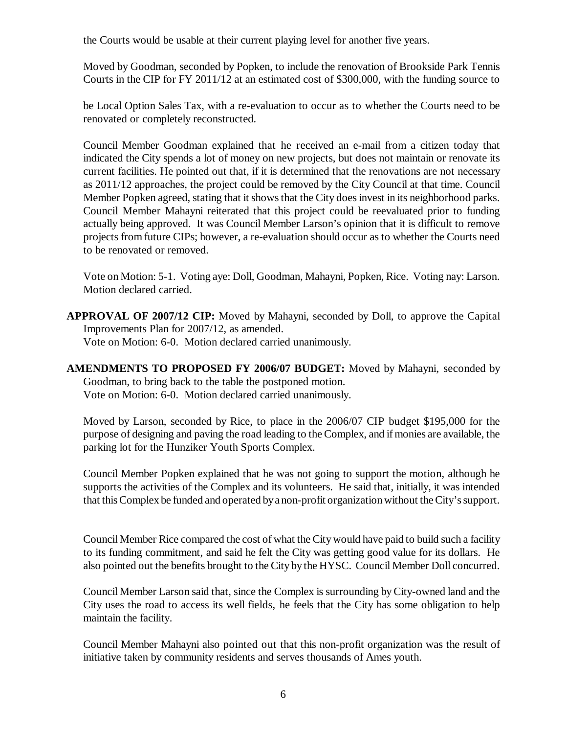the Courts would be usable at their current playing level for another five years.

Moved by Goodman, seconded by Popken, to include the renovation of Brookside Park Tennis Courts in the CIP for FY 2011/12 at an estimated cost of $300,000, with the funding source to be Local Option Sales Tax, with a re-evaluation to occur as to whether the Courts need to be renovated or completely reconstructed.

Council Member Goodman explained that he received an e-mail from a citizen today that indicated the City spends a lot of money on new projects, but does not maintain or renovate its current facilities. He pointed out that, if it is determined that the renovations are not necessary as 2011/12 approaches, the project could be removed by the City Council at that time. Council Member Popken agreed, stating that it shows that the City does invest in its neighborhood parks. Council Member Mahayni reiterated that this project could be reevaluated prior to funding actually being approved. It was Council Member Larson's opinion that it is difficult to remove projects from future CIPs; however, a re-evaluation should occur as to whether the Courts need to be renovated or removed.

Vote on Motion: 5-1. Voting aye: Doll, Goodman, Mahayni, Popken, Rice. Voting nay: Larson. Motion declared carried.

**APPROVAL OF 2007/12 CIP:** Moved by Mahayni, seconded by Doll, to approve the Capital Improvements Plan for 2007/12, as amended.
Vote on Motion: 6-0. Motion declared carried unanimously.

**AMENDMENTS TO PROPOSED FY 2006/07 BUDGET:** Moved by Mahayni, seconded by Goodman, to bring back to the table the postponed motion.
Vote on Motion: 6-0. Motion declared carried unanimously.

Moved by Larson, seconded by Rice, to place in the 2006/07 CIP budget $195,000 for the purpose of designing and paving the road leading to the Complex, and if monies are available, the parking lot for the Hunziker Youth Sports Complex.

Council Member Popken explained that he was not going to support the motion, although he supports the activities of the Complex and its volunteers. He said that, initially, it was intended that this Complex be funded and operated by a non-profit organization without the City's support.

Council Member Rice compared the cost of what the City would have paid to build such a facility to its funding commitment, and said he felt the City was getting good value for its dollars. He also pointed out the benefits brought to the City by the HYSC. Council Member Doll concurred.

Council Member Larson said that, since the Complex is surrounding by City-owned land and the City uses the road to access its well fields, he feels that the City has some obligation to help maintain the facility.

Council Member Mahayni also pointed out that this non-profit organization was the result of initiative taken by community residents and serves thousands of Ames youth.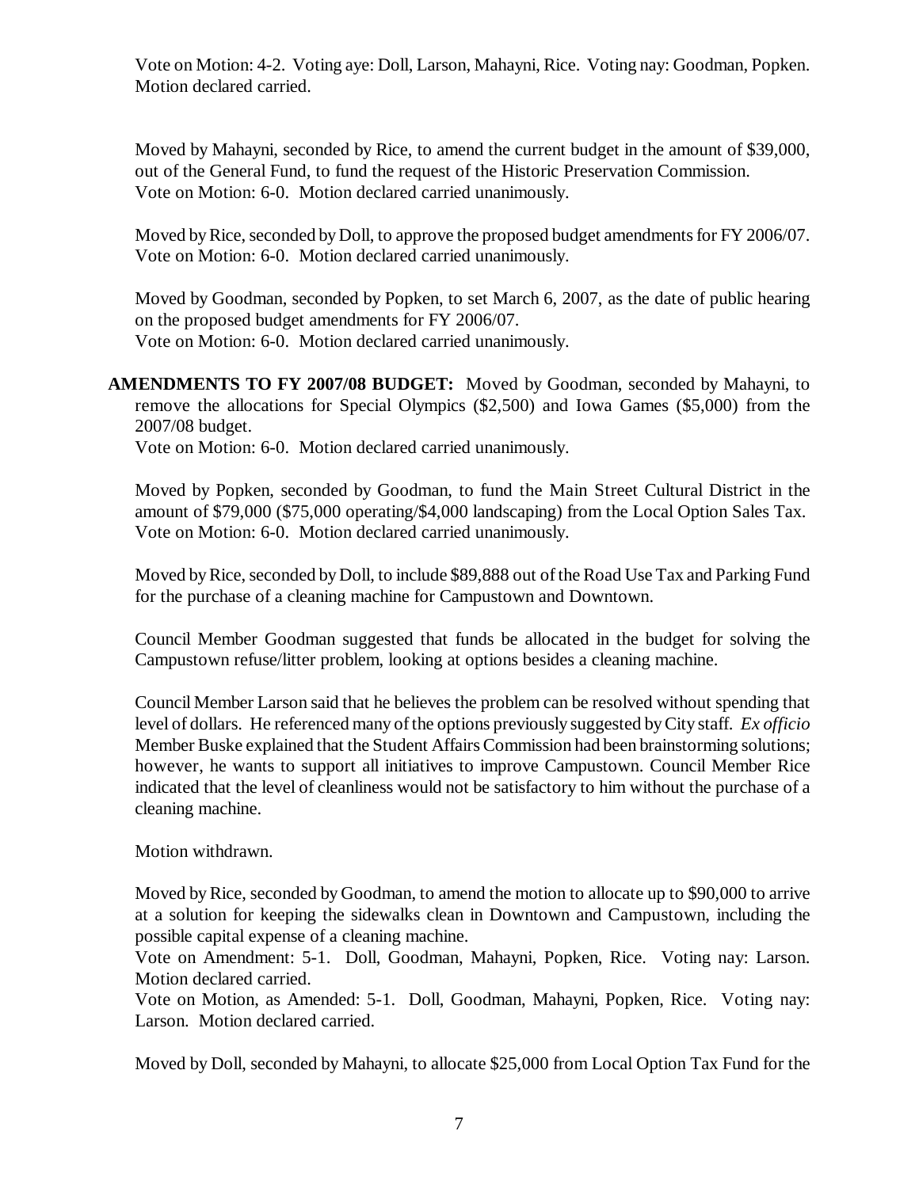Vote on Motion: 4-2. Voting aye: Doll, Larson, Mahayni, Rice. Voting nay: Goodman, Popken. Motion declared carried.

Moved by Mahayni, seconded by Rice, to amend the current budget in the amount of $39,000, out of the General Fund, to fund the request of the Historic Preservation Commission.
Vote on Motion: 6-0. Motion declared carried unanimously.

Moved by Rice, seconded by Doll, to approve the proposed budget amendments for FY 2006/07.
Vote on Motion: 6-0. Motion declared carried unanimously.

Moved by Goodman, seconded by Popken, to set March 6, 2007, as the date of public hearing on the proposed budget amendments for FY 2006/07.
Vote on Motion: 6-0. Motion declared carried unanimously.

**AMENDMENTS TO FY 2007/08 BUDGET:** Moved by Goodman, seconded by Mahayni, to remove the allocations for Special Olympics ($2,500) and Iowa Games ($5,000) from the 2007/08 budget.
Vote on Motion: 6-0. Motion declared carried unanimously.

Moved by Popken, seconded by Goodman, to fund the Main Street Cultural District in the amount of $79,000 ($75,000 operating/$4,000 landscaping) from the Local Option Sales Tax.
Vote on Motion: 6-0. Motion declared carried unanimously.

Moved by Rice, seconded by Doll, to include $89,888 out of the Road Use Tax and Parking Fund for the purchase of a cleaning machine for Campustown and Downtown.

Council Member Goodman suggested that funds be allocated in the budget for solving the Campustown refuse/litter problem, looking at options besides a cleaning machine.

Council Member Larson said that he believes the problem can be resolved without spending that level of dollars. He referenced many of the options previously suggested by City staff. *Ex officio* Member Buske explained that the Student Affairs Commission had been brainstorming solutions; however, he wants to support all initiatives to improve Campustown. Council Member Rice indicated that the level of cleanliness would not be satisfactory to him without the purchase of a cleaning machine.

Motion withdrawn.

Moved by Rice, seconded by Goodman, to amend the motion to allocate up to $90,000 to arrive at a solution for keeping the sidewalks clean in Downtown and Campustown, including the possible capital expense of a cleaning machine.
Vote on Amendment: 5-1. Doll, Goodman, Mahayni, Popken, Rice. Voting nay: Larson. Motion declared carried.
Vote on Motion, as Amended: 5-1. Doll, Goodman, Mahayni, Popken, Rice. Voting nay: Larson. Motion declared carried.

Moved by Doll, seconded by Mahayni, to allocate $25,000 from Local Option Tax Fund for the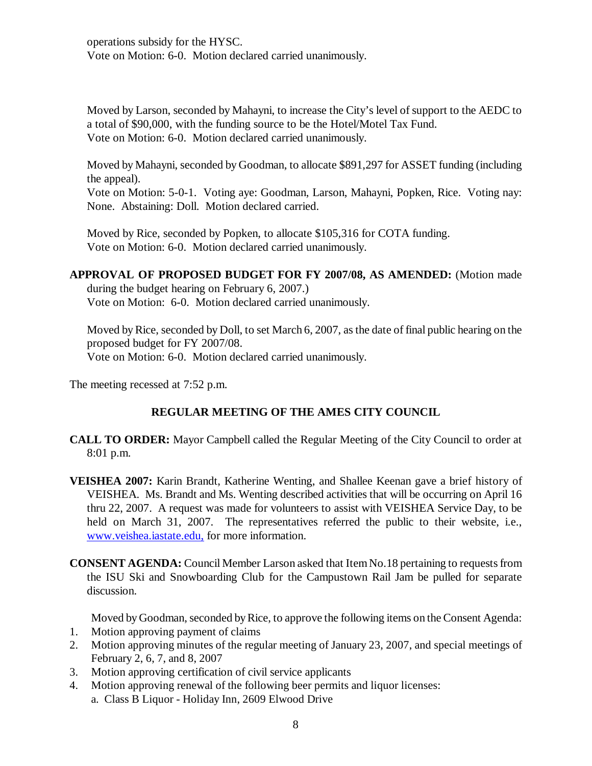operations subsidy for the HYSC.
Vote on Motion: 6-0. Motion declared carried unanimously.

Moved by Larson, seconded by Mahayni, to increase the City's level of support to the AEDC to a total of $90,000, with the funding source to be the Hotel/Motel Tax Fund.
Vote on Motion: 6-0. Motion declared carried unanimously.

Moved by Mahayni, seconded by Goodman, to allocate $891,297 for ASSET funding (including the appeal).
Vote on Motion: 5-0-1. Voting aye: Goodman, Larson, Mahayni, Popken, Rice. Voting nay: None. Abstaining: Doll. Motion declared carried.

Moved by Rice, seconded by Popken, to allocate $105,316 for COTA funding.
Vote on Motion: 6-0. Motion declared carried unanimously.

**APPROVAL OF PROPOSED BUDGET FOR FY 2007/08, AS AMENDED:** (Motion made during the budget hearing on February 6, 2007.)
Vote on Motion: 6-0. Motion declared carried unanimously.

Moved by Rice, seconded by Doll, to set March 6, 2007, as the date of final public hearing on the proposed budget for FY 2007/08.
Vote on Motion: 6-0. Motion declared carried unanimously.

The meeting recessed at 7:52 p.m.

## REGULAR MEETING OF THE AMES CITY COUNCIL

**CALL TO ORDER:** Mayor Campbell called the Regular Meeting of the City Council to order at 8:01 p.m.

**VEISHEA 2007:** Karin Brandt, Katherine Wenting, and Shallee Keenan gave a brief history of VEISHEA. Ms. Brandt and Ms. Wenting described activities that will be occurring on April 16 thru 22, 2007. A request was made for volunteers to assist with VEISHEA Service Day, to be held on March 31, 2007. The representatives referred the public to their website, i.e., www.veishea.iastate.edu, for more information.

**CONSENT AGENDA:** Council Member Larson asked that Item No.18 pertaining to requests from the ISU Ski and Snowboarding Club for the Campustown Rail Jam be pulled for separate discussion.

Moved by Goodman, seconded by Rice, to approve the following items on the Consent Agenda:

1. Motion approving payment of claims
2. Motion approving minutes of the regular meeting of January 23, 2007, and special meetings of February 2, 6, 7, and 8, 2007
3. Motion approving certification of civil service applicants
4. Motion approving renewal of the following beer permits and liquor licenses:
   a. Class B Liquor - Holiday Inn, 2609 Elwood Drive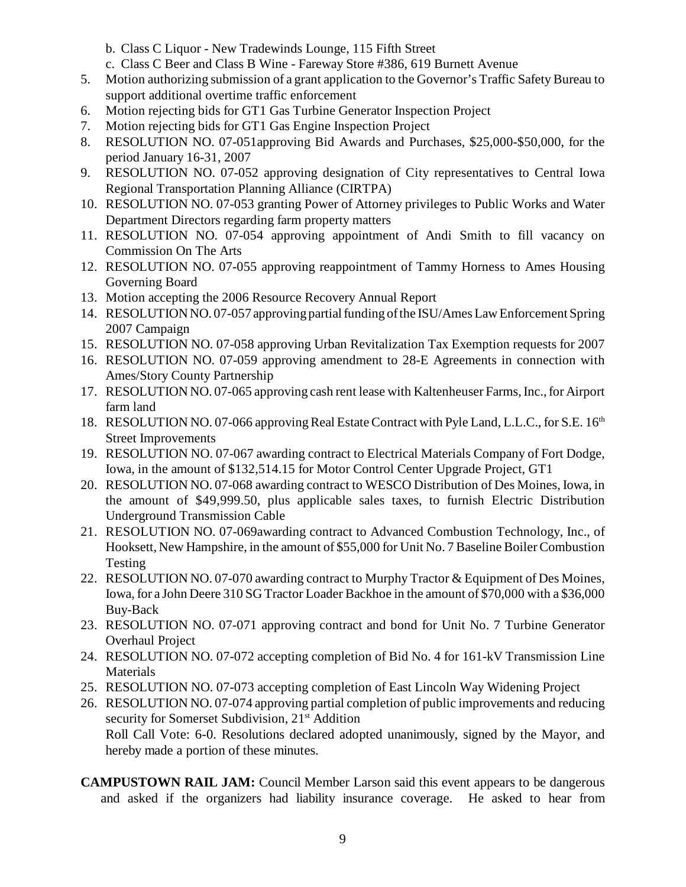b. Class C Liquor - New Tradewinds Lounge, 115 Fifth Street

c. Class C Beer and Class B Wine - Fareway Store #386, 619 Burnett Avenue

5. Motion authorizing submission of a grant application to the Governor's Traffic Safety Bureau to support additional overtime traffic enforcement
6. Motion rejecting bids for GT1 Gas Turbine Generator Inspection Project
7. Motion rejecting bids for GT1 Gas Engine Inspection Project
8. RESOLUTION NO. 07-051approving Bid Awards and Purchases, $25,000-$50,000, for the period January 16-31, 2007
9. RESOLUTION NO. 07-052 approving designation of City representatives to Central Iowa Regional Transportation Planning Alliance (CIRTPA)
10. RESOLUTION NO. 07-053 granting Power of Attorney privileges to Public Works and Water Department Directors regarding farm property matters
11. RESOLUTION NO. 07-054 approving appointment of Andi Smith to fill vacancy on Commission On The Arts
12. RESOLUTION NO. 07-055 approving reappointment of Tammy Horness to Ames Housing Governing Board
13. Motion accepting the 2006 Resource Recovery Annual Report
14. RESOLUTION NO. 07-057 approving partial funding of the ISU/Ames Law Enforcement Spring 2007 Campaign
15. RESOLUTION NO. 07-058 approving Urban Revitalization Tax Exemption requests for 2007
16. RESOLUTION NO. 07-059 approving amendment to 28-E Agreements in connection with Ames/Story County Partnership
17. RESOLUTION NO. 07-065 approving cash rent lease with Kaltenheuser Farms, Inc., for Airport farm land
18. RESOLUTION NO. 07-066 approving Real Estate Contract with Pyle Land, L.L.C., for S.E. 16th Street Improvements
19. RESOLUTION NO. 07-067 awarding contract to Electrical Materials Company of Fort Dodge, Iowa, in the amount of $132,514.15 for Motor Control Center Upgrade Project, GT1
20. RESOLUTION NO. 07-068 awarding contract to WESCO Distribution of Des Moines, Iowa, in the amount of $49,999.50, plus applicable sales taxes, to furnish Electric Distribution Underground Transmission Cable
21. RESOLUTION NO. 07-069awarding contract to Advanced Combustion Technology, Inc., of Hooksett, New Hampshire, in the amount of $55,000 for Unit No. 7 Baseline Boiler Combustion Testing
22. RESOLUTION NO. 07-070 awarding contract to Murphy Tractor & Equipment of Des Moines, Iowa, for a John Deere 310 SG Tractor Loader Backhoe in the amount of $70,000 with a $36,000 Buy-Back
23. RESOLUTION NO. 07-071 approving contract and bond for Unit No. 7 Turbine Generator Overhaul Project
24. RESOLUTION NO. 07-072 accepting completion of Bid No. 4 for 161-kV Transmission Line Materials
25. RESOLUTION NO. 07-073 accepting completion of East Lincoln Way Widening Project
26. RESOLUTION NO. 07-074 approving partial completion of public improvements and reducing security for Somerset Subdivision, 21st Addition

Roll Call Vote: 6-0. Resolutions declared adopted unanimously, signed by the Mayor, and hereby made a portion of these minutes.

**CAMPUSTOWN RAIL JAM:** Council Member Larson said this event appears to be dangerous and asked if the organizers had liability insurance coverage. He asked to hear from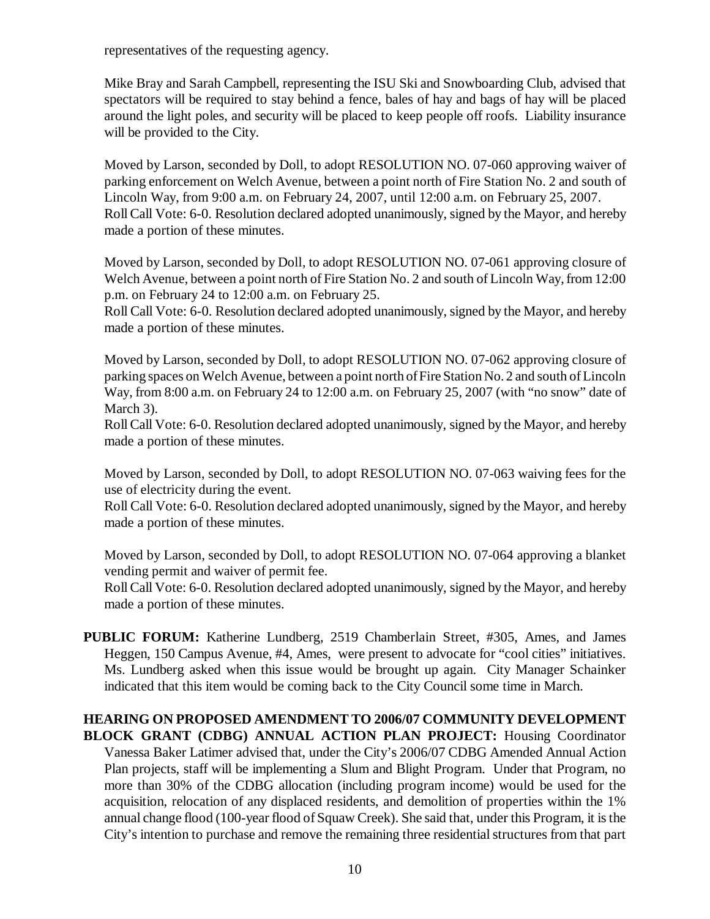representatives of the requesting agency.

Mike Bray and Sarah Campbell, representing the ISU Ski and Snowboarding Club, advised that spectators will be required to stay behind a fence, bales of hay and bags of hay will be placed around the light poles, and security will be placed to keep people off roofs. Liability insurance will be provided to the City.

Moved by Larson, seconded by Doll, to adopt RESOLUTION NO. 07-060 approving waiver of parking enforcement on Welch Avenue, between a point north of Fire Station No. 2 and south of Lincoln Way, from 9:00 a.m. on February 24, 2007, until 12:00 a.m. on February 25, 2007.
Roll Call Vote: 6-0. Resolution declared adopted unanimously, signed by the Mayor, and hereby made a portion of these minutes.

Moved by Larson, seconded by Doll, to adopt RESOLUTION NO. 07-061 approving closure of Welch Avenue, between a point north of Fire Station No. 2 and south of Lincoln Way, from 12:00 p.m. on February 24 to 12:00 a.m. on February 25.
Roll Call Vote: 6-0. Resolution declared adopted unanimously, signed by the Mayor, and hereby made a portion of these minutes.

Moved by Larson, seconded by Doll, to adopt RESOLUTION NO. 07-062 approving closure of parking spaces on Welch Avenue, between a point north of Fire Station No. 2 and south of Lincoln Way, from 8:00 a.m. on February 24 to 12:00 a.m. on February 25, 2007 (with "no snow" date of March 3).
Roll Call Vote: 6-0. Resolution declared adopted unanimously, signed by the Mayor, and hereby made a portion of these minutes.

Moved by Larson, seconded by Doll, to adopt RESOLUTION NO. 07-063 waiving fees for the use of electricity during the event.
Roll Call Vote: 6-0. Resolution declared adopted unanimously, signed by the Mayor, and hereby made a portion of these minutes.

Moved by Larson, seconded by Doll, to adopt RESOLUTION NO. 07-064 approving a blanket vending permit and waiver of permit fee.
Roll Call Vote: 6-0. Resolution declared adopted unanimously, signed by the Mayor, and hereby made a portion of these minutes.

**PUBLIC FORUM:** Katherine Lundberg, 2519 Chamberlain Street, #305, Ames, and James Heggen, 150 Campus Avenue, #4, Ames, were present to advocate for "cool cities" initiatives. Ms. Lundberg asked when this issue would be brought up again. City Manager Schainker indicated that this item would be coming back to the City Council some time in March.

**HEARING ON PROPOSED AMENDMENT TO 2006/07 COMMUNITY DEVELOPMENT BLOCK GRANT (CDBG) ANNUAL ACTION PLAN PROJECT:** Housing Coordinator Vanessa Baker Latimer advised that, under the City's 2006/07 CDBG Amended Annual Action Plan projects, staff will be implementing a Slum and Blight Program. Under that Program, no more than 30% of the CDBG allocation (including program income) would be used for the acquisition, relocation of any displaced residents, and demolition of properties within the 1% annual change flood (100-year flood of Squaw Creek). She said that, under this Program, it is the City's intention to purchase and remove the remaining three residential structures from that part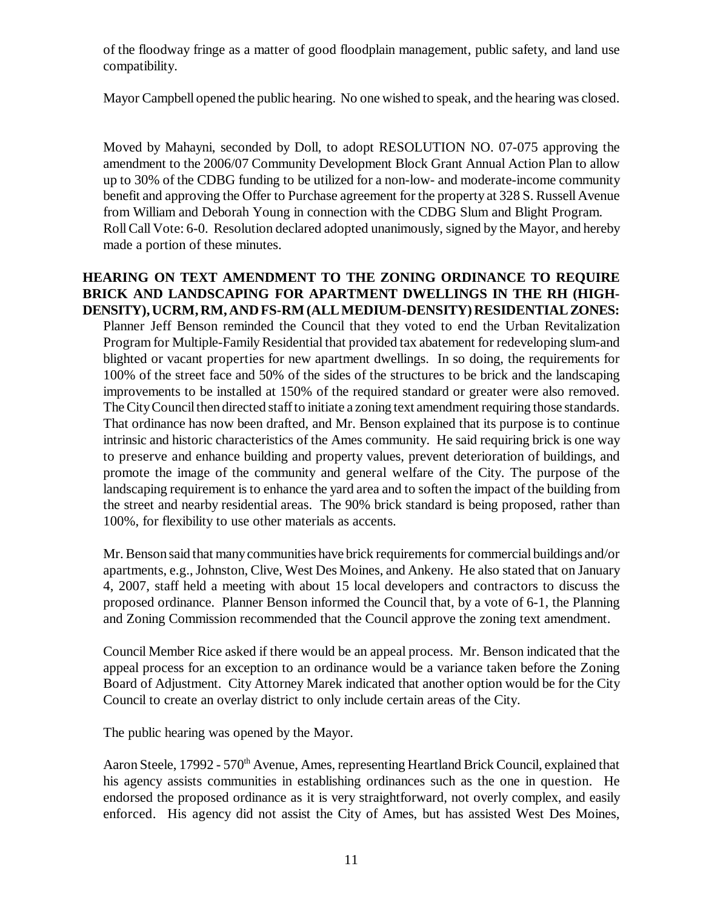of the floodway fringe as a matter of good floodplain management, public safety, and land use compatibility.

Mayor Campbell opened the public hearing. No one wished to speak, and the hearing was closed.

Moved by Mahayni, seconded by Doll, to adopt RESOLUTION NO. 07-075 approving the amendment to the 2006/07 Community Development Block Grant Annual Action Plan to allow up to 30% of the CDBG funding to be utilized for a non-low- and moderate-income community benefit and approving the Offer to Purchase agreement for the property at 328 S. Russell Avenue from William and Deborah Young in connection with the CDBG Slum and Blight Program.
Roll Call Vote: 6-0. Resolution declared adopted unanimously, signed by the Mayor, and hereby made a portion of these minutes.

**HEARING ON TEXT AMENDMENT TO THE ZONING ORDINANCE TO REQUIRE BRICK AND LANDSCAPING FOR APARTMENT DWELLINGS IN THE RH (HIGH-DENSITY), UCRM, RM, AND FS-RM (ALL MEDIUM-DENSITY) RESIDENTIAL ZONES:** Planner Jeff Benson reminded the Council that they voted to end the Urban Revitalization Program for Multiple-Family Residential that provided tax abatement for redeveloping slum-and blighted or vacant properties for new apartment dwellings. In so doing, the requirements for 100% of the street face and 50% of the sides of the structures to be brick and the landscaping improvements to be installed at 150% of the required standard or greater were also removed. The City Council then directed staff to initiate a zoning text amendment requiring those standards. That ordinance has now been drafted, and Mr. Benson explained that its purpose is to continue intrinsic and historic characteristics of the Ames community. He said requiring brick is one way to preserve and enhance building and property values, prevent deterioration of buildings, and promote the image of the community and general welfare of the City. The purpose of the landscaping requirement is to enhance the yard area and to soften the impact of the building from the street and nearby residential areas. The 90% brick standard is being proposed, rather than 100%, for flexibility to use other materials as accents.

Mr. Benson said that many communities have brick requirements for commercial buildings and/or apartments, e.g., Johnston, Clive, West Des Moines, and Ankeny. He also stated that on January 4, 2007, staff held a meeting with about 15 local developers and contractors to discuss the proposed ordinance. Planner Benson informed the Council that, by a vote of 6-1, the Planning and Zoning Commission recommended that the Council approve the zoning text amendment.

Council Member Rice asked if there would be an appeal process. Mr. Benson indicated that the appeal process for an exception to an ordinance would be a variance taken before the Zoning Board of Adjustment. City Attorney Marek indicated that another option would be for the City Council to create an overlay district to only include certain areas of the City.

The public hearing was opened by the Mayor.

Aaron Steele, 17992 - 570th Avenue, Ames, representing Heartland Brick Council, explained that his agency assists communities in establishing ordinances such as the one in question. He endorsed the proposed ordinance as it is very straightforward, not overly complex, and easily enforced. His agency did not assist the City of Ames, but has assisted West Des Moines,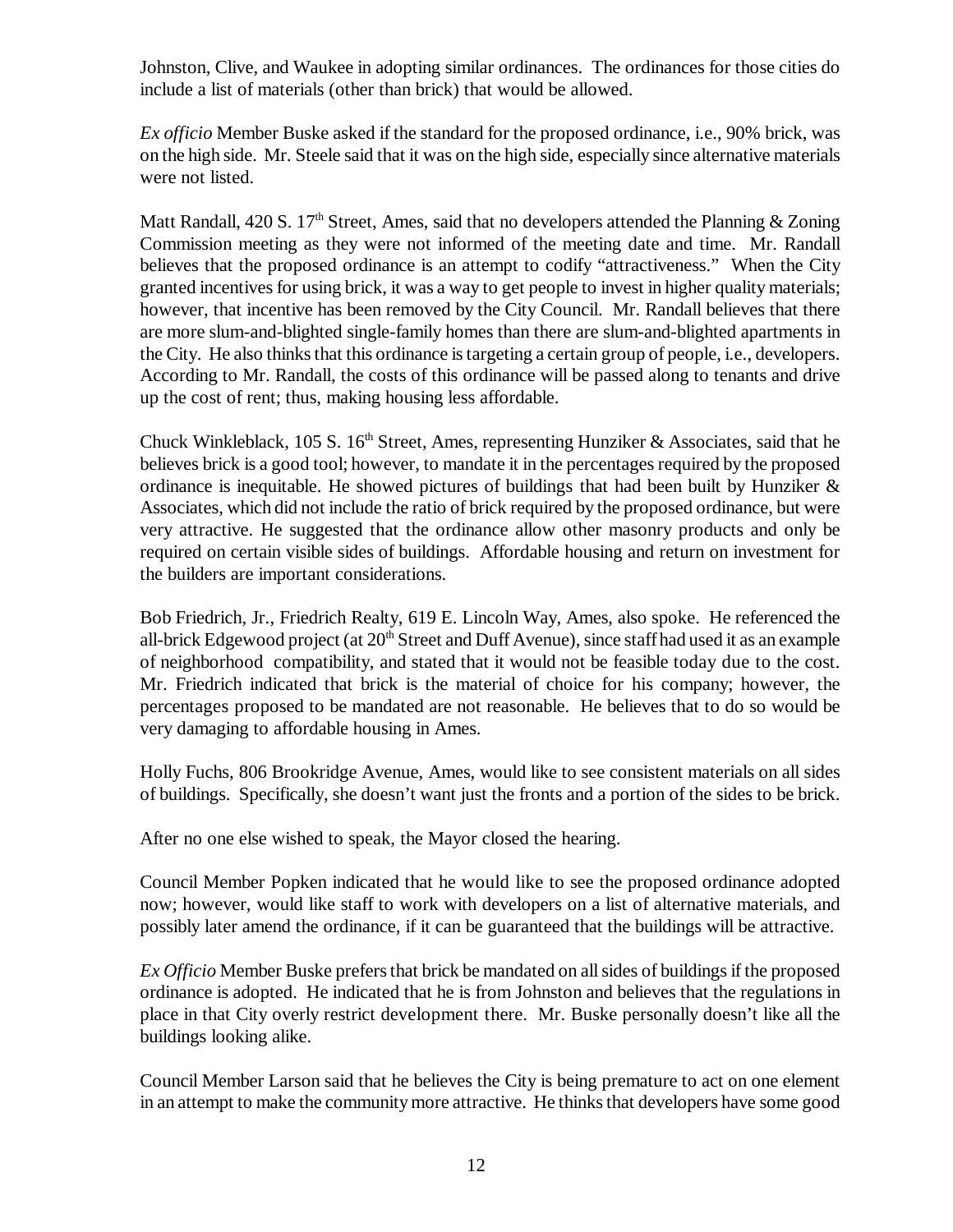Johnston, Clive, and Waukee in adopting similar ordinances. The ordinances for those cities do include a list of materials (other than brick) that would be allowed.

*Ex officio* Member Buske asked if the standard for the proposed ordinance, i.e., 90% brick, was on the high side. Mr. Steele said that it was on the high side, especially since alternative materials were not listed.

Matt Randall, 420 S. 17th Street, Ames, said that no developers attended the Planning & Zoning Commission meeting as they were not informed of the meeting date and time. Mr. Randall believes that the proposed ordinance is an attempt to codify "attractiveness." When the City granted incentives for using brick, it was a way to get people to invest in higher quality materials; however, that incentive has been removed by the City Council. Mr. Randall believes that there are more slum-and-blighted single-family homes than there are slum-and-blighted apartments in the City. He also thinks that this ordinance is targeting a certain group of people, i.e., developers. According to Mr. Randall, the costs of this ordinance will be passed along to tenants and drive up the cost of rent; thus, making housing less affordable.

Chuck Winkleblack, 105 S. 16th Street, Ames, representing Hunziker & Associates, said that he believes brick is a good tool; however, to mandate it in the percentages required by the proposed ordinance is inequitable. He showed pictures of buildings that had been built by Hunziker & Associates, which did not include the ratio of brick required by the proposed ordinance, but were very attractive. He suggested that the ordinance allow other masonry products and only be required on certain visible sides of buildings. Affordable housing and return on investment for the builders are important considerations.

Bob Friedrich, Jr., Friedrich Realty, 619 E. Lincoln Way, Ames, also spoke. He referenced the all-brick Edgewood project (at 20th Street and Duff Avenue), since staff had used it as an example of neighborhood compatibility, and stated that it would not be feasible today due to the cost. Mr. Friedrich indicated that brick is the material of choice for his company; however, the percentages proposed to be mandated are not reasonable. He believes that to do so would be very damaging to affordable housing in Ames.

Holly Fuchs, 806 Brookridge Avenue, Ames, would like to see consistent materials on all sides of buildings. Specifically, she doesn't want just the fronts and a portion of the sides to be brick.

After no one else wished to speak, the Mayor closed the hearing.

Council Member Popken indicated that he would like to see the proposed ordinance adopted now; however, would like staff to work with developers on a list of alternative materials, and possibly later amend the ordinance, if it can be guaranteed that the buildings will be attractive.

*Ex Officio* Member Buske prefers that brick be mandated on all sides of buildings if the proposed ordinance is adopted. He indicated that he is from Johnston and believes that the regulations in place in that City overly restrict development there. Mr. Buske personally doesn't like all the buildings looking alike.

Council Member Larson said that he believes the City is being premature to act on one element in an attempt to make the community more attractive. He thinks that developers have some good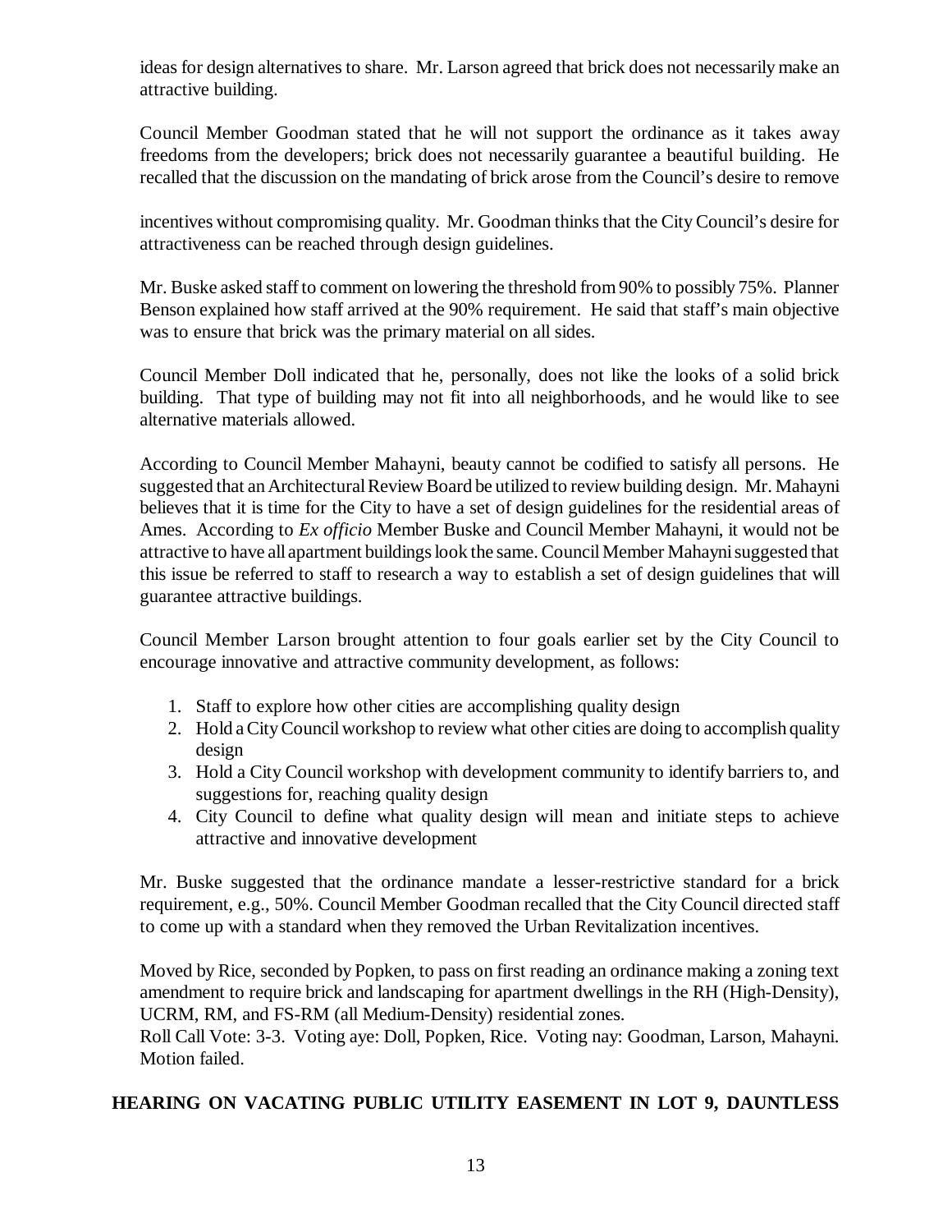ideas for design alternatives to share. Mr. Larson agreed that brick does not necessarily make an attractive building.

Council Member Goodman stated that he will not support the ordinance as it takes away freedoms from the developers; brick does not necessarily guarantee a beautiful building. He recalled that the discussion on the mandating of brick arose from the Council's desire to remove incentives without compromising quality. Mr. Goodman thinks that the City Council's desire for attractiveness can be reached through design guidelines.

Mr. Buske asked staff to comment on lowering the threshold from 90% to possibly 75%. Planner Benson explained how staff arrived at the 90% requirement. He said that staff's main objective was to ensure that brick was the primary material on all sides.

Council Member Doll indicated that he, personally, does not like the looks of a solid brick building. That type of building may not fit into all neighborhoods, and he would like to see alternative materials allowed.

According to Council Member Mahayni, beauty cannot be codified to satisfy all persons. He suggested that an Architectural Review Board be utilized to review building design. Mr. Mahayni believes that it is time for the City to have a set of design guidelines for the residential areas of Ames. According to *Ex officio* Member Buske and Council Member Mahayni, it would not be attractive to have all apartment buildings look the same. Council Member Mahayni suggested that this issue be referred to staff to research a way to establish a set of design guidelines that will guarantee attractive buildings.

Council Member Larson brought attention to four goals earlier set by the City Council to encourage innovative and attractive community development, as follows:

1. Staff to explore how other cities are accomplishing quality design
2. Hold a City Council workshop to review what other cities are doing to accomplish quality design
3. Hold a City Council workshop with development community to identify barriers to, and suggestions for, reaching quality design
4. City Council to define what quality design will mean and initiate steps to achieve attractive and innovative development

Mr. Buske suggested that the ordinance mandate a lesser-restrictive standard for a brick requirement, e.g., 50%. Council Member Goodman recalled that the City Council directed staff to come up with a standard when they removed the Urban Revitalization incentives.

Moved by Rice, seconded by Popken, to pass on first reading an ordinance making a zoning text amendment to require brick and landscaping for apartment dwellings in the RH (High-Density), UCRM, RM, and FS-RM (all Medium-Density) residential zones.
Roll Call Vote: 3-3. Voting aye: Doll, Popken, Rice. Voting nay: Goodman, Larson, Mahayni. Motion failed.

**HEARING ON VACATING PUBLIC UTILITY EASEMENT IN LOT 9, DAUNTLESS**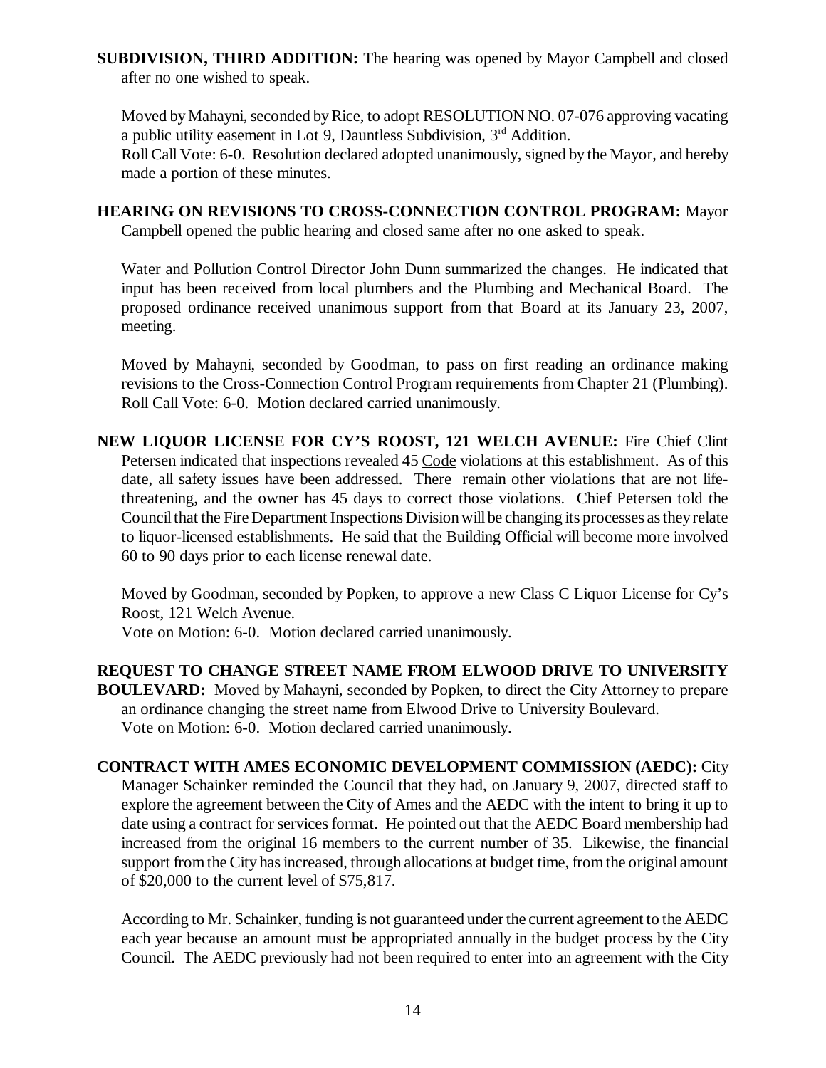**SUBDIVISION, THIRD ADDITION:** The hearing was opened by Mayor Campbell and closed after no one wished to speak.

Moved by Mahayni, seconded by Rice, to adopt RESOLUTION NO. 07-076 approving vacating a public utility easement in Lot 9, Dauntless Subdivision, 3rd Addition.
Roll Call Vote: 6-0. Resolution declared adopted unanimously, signed by the Mayor, and hereby made a portion of these minutes.

**HEARING ON REVISIONS TO CROSS-CONNECTION CONTROL PROGRAM:** Mayor Campbell opened the public hearing and closed same after no one asked to speak.

Water and Pollution Control Director John Dunn summarized the changes. He indicated that input has been received from local plumbers and the Plumbing and Mechanical Board. The proposed ordinance received unanimous support from that Board at its January 23, 2007, meeting.

Moved by Mahayni, seconded by Goodman, to pass on first reading an ordinance making revisions to the Cross-Connection Control Program requirements from Chapter 21 (Plumbing).
Roll Call Vote: 6-0. Motion declared carried unanimously.

**NEW LIQUOR LICENSE FOR CY'S ROOST, 121 WELCH AVENUE:** Fire Chief Clint Petersen indicated that inspections revealed 45 Code violations at this establishment. As of this date, all safety issues have been addressed. There remain other violations that are not life-threatening, and the owner has 45 days to correct those violations. Chief Petersen told the Council that the Fire Department Inspections Division will be changing its processes as they relate to liquor-licensed establishments. He said that the Building Official will become more involved 60 to 90 days prior to each license renewal date.

Moved by Goodman, seconded by Popken, to approve a new Class C Liquor License for Cy's Roost, 121 Welch Avenue.
Vote on Motion: 6-0. Motion declared carried unanimously.

**REQUEST TO CHANGE STREET NAME FROM ELWOOD DRIVE TO UNIVERSITY BOULEVARD:** Moved by Mahayni, seconded by Popken, to direct the City Attorney to prepare an ordinance changing the street name from Elwood Drive to University Boulevard.
Vote on Motion: 6-0. Motion declared carried unanimously.

**CONTRACT WITH AMES ECONOMIC DEVELOPMENT COMMISSION (AEDC):** City Manager Schainker reminded the Council that they had, on January 9, 2007, directed staff to explore the agreement between the City of Ames and the AEDC with the intent to bring it up to date using a contract for services format. He pointed out that the AEDC Board membership had increased from the original 16 members to the current number of 35. Likewise, the financial support from the City has increased, through allocations at budget time, from the original amount of $20,000 to the current level of $75,817.

According to Mr. Schainker, funding is not guaranteed under the current agreement to the AEDC each year because an amount must be appropriated annually in the budget process by the City Council. The AEDC previously had not been required to enter into an agreement with the City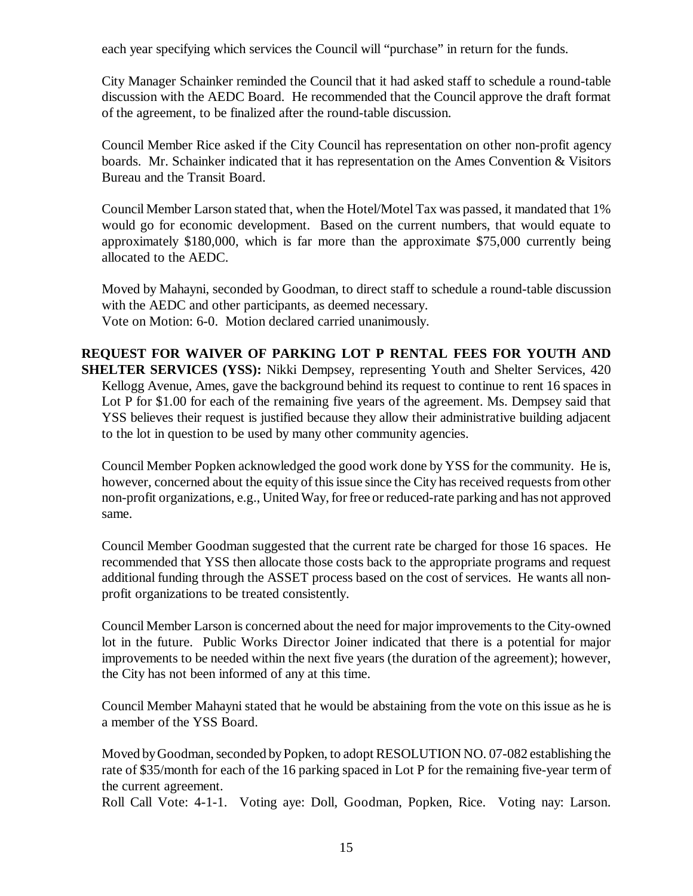each year specifying which services the Council will "purchase" in return for the funds.

City Manager Schainker reminded the Council that it had asked staff to schedule a round-table discussion with the AEDC Board. He recommended that the Council approve the draft format of the agreement, to be finalized after the round-table discussion.

Council Member Rice asked if the City Council has representation on other non-profit agency boards. Mr. Schainker indicated that it has representation on the Ames Convention & Visitors Bureau and the Transit Board.

Council Member Larson stated that, when the Hotel/Motel Tax was passed, it mandated that 1% would go for economic development. Based on the current numbers, that would equate to approximately $180,000, which is far more than the approximate $75,000 currently being allocated to the AEDC.

Moved by Mahayni, seconded by Goodman, to direct staff to schedule a round-table discussion with the AEDC and other participants, as deemed necessary.
Vote on Motion: 6-0. Motion declared carried unanimously.

**REQUEST FOR WAIVER OF PARKING LOT P RENTAL FEES FOR YOUTH AND SHELTER SERVICES (YSS):** Nikki Dempsey, representing Youth and Shelter Services, 420 Kellogg Avenue, Ames, gave the background behind its request to continue to rent 16 spaces in Lot P for $1.00 for each of the remaining five years of the agreement. Ms. Dempsey said that YSS believes their request is justified because they allow their administrative building adjacent to the lot in question to be used by many other community agencies.

Council Member Popken acknowledged the good work done by YSS for the community. He is, however, concerned about the equity of this issue since the City has received requests from other non-profit organizations, e.g., United Way, for free or reduced-rate parking and has not approved same.

Council Member Goodman suggested that the current rate be charged for those 16 spaces. He recommended that YSS then allocate those costs back to the appropriate programs and request additional funding through the ASSET process based on the cost of services. He wants all non-profit organizations to be treated consistently.

Council Member Larson is concerned about the need for major improvements to the City-owned lot in the future. Public Works Director Joiner indicated that there is a potential for major improvements to be needed within the next five years (the duration of the agreement); however, the City has not been informed of any at this time.

Council Member Mahayni stated that he would be abstaining from the vote on this issue as he is a member of the YSS Board.

Moved by Goodman, seconded by Popken, to adopt RESOLUTION NO. 07-082 establishing the rate of $35/month for each of the 16 parking spaced in Lot P for the remaining five-year term of the current agreement.
Roll Call Vote: 4-1-1. Voting aye: Doll, Goodman, Popken, Rice. Voting nay: Larson.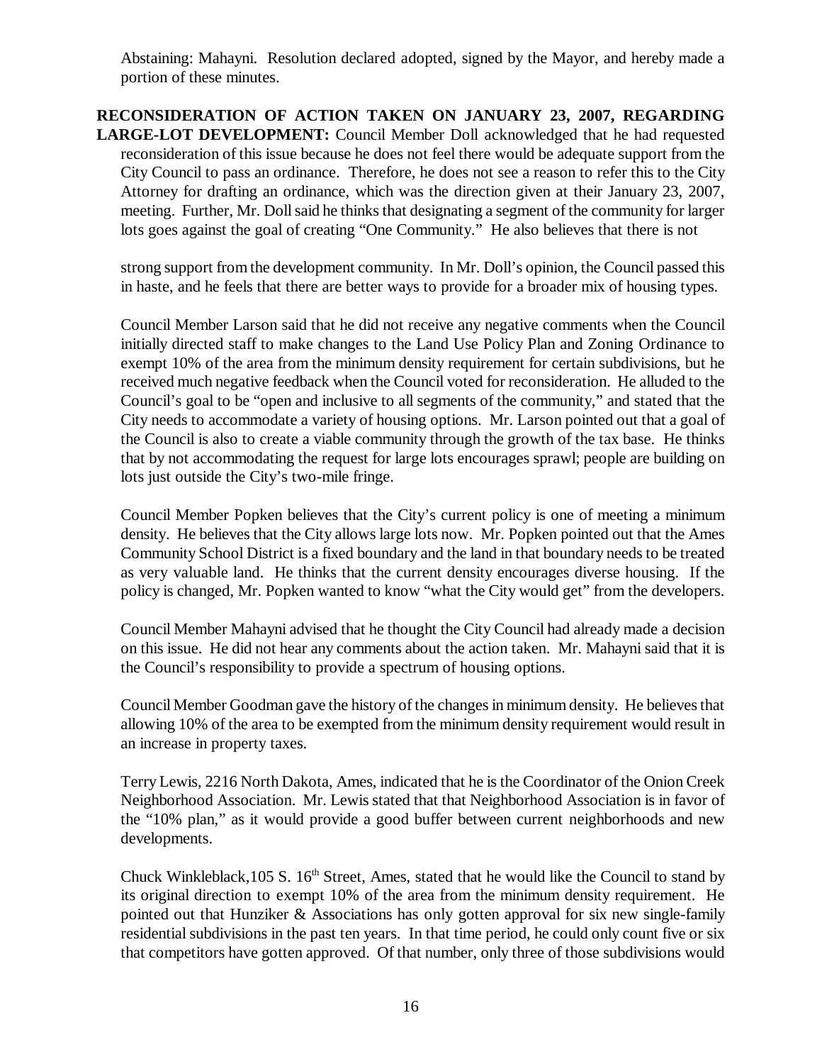Abstaining: Mahayni. Resolution declared adopted, signed by the Mayor, and hereby made a portion of these minutes.

**RECONSIDERATION OF ACTION TAKEN ON JANUARY 23, 2007, REGARDING LARGE-LOT DEVELOPMENT:** Council Member Doll acknowledged that he had requested reconsideration of this issue because he does not feel there would be adequate support from the City Council to pass an ordinance. Therefore, he does not see a reason to refer this to the City Attorney for drafting an ordinance, which was the direction given at their January 23, 2007, meeting. Further, Mr. Doll said he thinks that designating a segment of the community for larger lots goes against the goal of creating "One Community." He also believes that there is not strong support from the development community. In Mr. Doll's opinion, the Council passed this in haste, and he feels that there are better ways to provide for a broader mix of housing types.

Council Member Larson said that he did not receive any negative comments when the Council initially directed staff to make changes to the Land Use Policy Plan and Zoning Ordinance to exempt 10% of the area from the minimum density requirement for certain subdivisions, but he received much negative feedback when the Council voted for reconsideration. He alluded to the Council's goal to be "open and inclusive to all segments of the community," and stated that the City needs to accommodate a variety of housing options. Mr. Larson pointed out that a goal of the Council is also to create a viable community through the growth of the tax base. He thinks that by not accommodating the request for large lots encourages sprawl; people are building on lots just outside the City's two-mile fringe.

Council Member Popken believes that the City's current policy is one of meeting a minimum density. He believes that the City allows large lots now. Mr. Popken pointed out that the Ames Community School District is a fixed boundary and the land in that boundary needs to be treated as very valuable land. He thinks that the current density encourages diverse housing. If the policy is changed, Mr. Popken wanted to know "what the City would get" from the developers.

Council Member Mahayni advised that he thought the City Council had already made a decision on this issue. He did not hear any comments about the action taken. Mr. Mahayni said that it is the Council's responsibility to provide a spectrum of housing options.

Council Member Goodman gave the history of the changes in minimum density. He believes that allowing 10% of the area to be exempted from the minimum density requirement would result in an increase in property taxes.

Terry Lewis, 2216 North Dakota, Ames, indicated that he is the Coordinator of the Onion Creek Neighborhood Association. Mr. Lewis stated that that Neighborhood Association is in favor of the "10% plan," as it would provide a good buffer between current neighborhoods and new developments.

Chuck Winkleblack, 105 S. 16th Street, Ames, stated that he would like the Council to stand by its original direction to exempt 10% of the area from the minimum density requirement. He pointed out that Hunziker & Associations has only gotten approval for six new single-family residential subdivisions in the past ten years. In that time period, he could only count five or six that competitors have gotten approved. Of that number, only three of those subdivisions would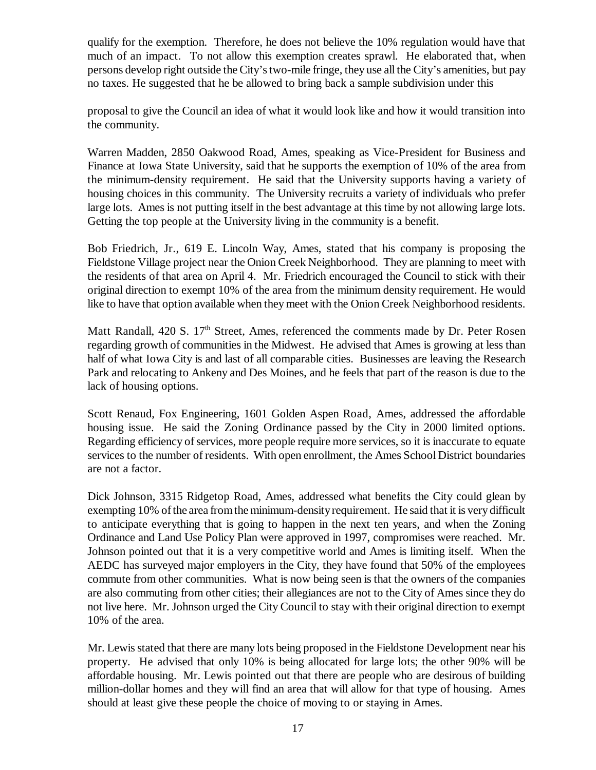qualify for the exemption. Therefore, he does not believe the 10% regulation would have that much of an impact. To not allow this exemption creates sprawl. He elaborated that, when persons develop right outside the City's two-mile fringe, they use all the City's amenities, but pay no taxes. He suggested that he be allowed to bring back a sample subdivision under this

proposal to give the Council an idea of what it would look like and how it would transition into the community.

Warren Madden, 2850 Oakwood Road, Ames, speaking as Vice-President for Business and Finance at Iowa State University, said that he supports the exemption of 10% of the area from the minimum-density requirement. He said that the University supports having a variety of housing choices in this community. The University recruits a variety of individuals who prefer large lots. Ames is not putting itself in the best advantage at this time by not allowing large lots. Getting the top people at the University living in the community is a benefit.

Bob Friedrich, Jr., 619 E. Lincoln Way, Ames, stated that his company is proposing the Fieldstone Village project near the Onion Creek Neighborhood. They are planning to meet with the residents of that area on April 4. Mr. Friedrich encouraged the Council to stick with their original direction to exempt 10% of the area from the minimum density requirement. He would like to have that option available when they meet with the Onion Creek Neighborhood residents.

Matt Randall, 420 S. 17th Street, Ames, referenced the comments made by Dr. Peter Rosen regarding growth of communities in the Midwest. He advised that Ames is growing at less than half of what Iowa City is and last of all comparable cities. Businesses are leaving the Research Park and relocating to Ankeny and Des Moines, and he feels that part of the reason is due to the lack of housing options.

Scott Renaud, Fox Engineering, 1601 Golden Aspen Road, Ames, addressed the affordable housing issue. He said the Zoning Ordinance passed by the City in 2000 limited options. Regarding efficiency of services, more people require more services, so it is inaccurate to equate services to the number of residents. With open enrollment, the Ames School District boundaries are not a factor.

Dick Johnson, 3315 Ridgetop Road, Ames, addressed what benefits the City could glean by exempting 10% of the area from the minimum-density requirement. He said that it is very difficult to anticipate everything that is going to happen in the next ten years, and when the Zoning Ordinance and Land Use Policy Plan were approved in 1997, compromises were reached. Mr. Johnson pointed out that it is a very competitive world and Ames is limiting itself. When the AEDC has surveyed major employers in the City, they have found that 50% of the employees commute from other communities. What is now being seen is that the owners of the companies are also commuting from other cities; their allegiances are not to the City of Ames since they do not live here. Mr. Johnson urged the City Council to stay with their original direction to exempt 10% of the area.

Mr. Lewis stated that there are many lots being proposed in the Fieldstone Development near his property. He advised that only 10% is being allocated for large lots; the other 90% will be affordable housing. Mr. Lewis pointed out that there are people who are desirous of building million-dollar homes and they will find an area that will allow for that type of housing. Ames should at least give these people the choice of moving to or staying in Ames.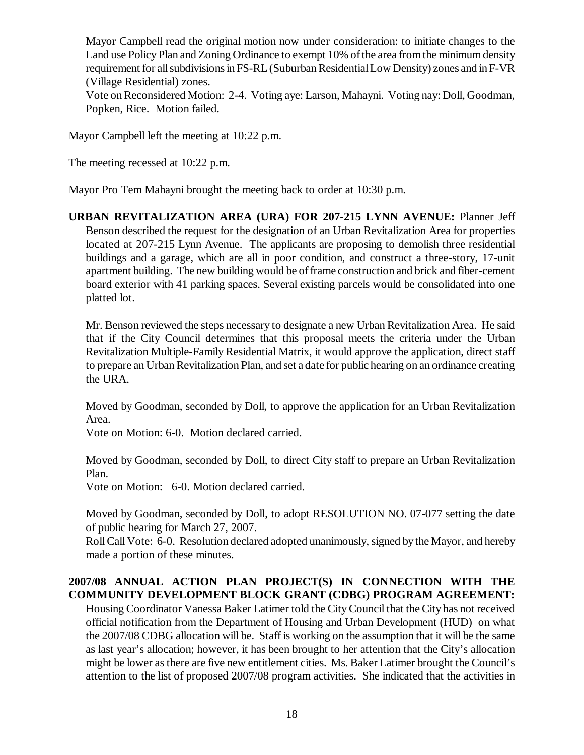Mayor Campbell read the original motion now under consideration: to initiate changes to the Land use Policy Plan and Zoning Ordinance to exempt 10% of the area from the minimum density requirement for all subdivisions in FS-RL (Suburban Residential Low Density) zones and in F-VR (Village Residential) zones.

Vote on Reconsidered Motion: 2-4. Voting aye: Larson, Mahayni. Voting nay: Doll, Goodman, Popken, Rice. Motion failed.

Mayor Campbell left the meeting at 10:22 p.m.

The meeting recessed at 10:22 p.m.

Mayor Pro Tem Mahayni brought the meeting back to order at 10:30 p.m.

**URBAN REVITALIZATION AREA (URA) FOR 207-215 LYNN AVENUE:** Planner Jeff Benson described the request for the designation of an Urban Revitalization Area for properties located at 207-215 Lynn Avenue. The applicants are proposing to demolish three residential buildings and a garage, which are all in poor condition, and construct a three-story, 17-unit apartment building. The new building would be of frame construction and brick and fiber-cement board exterior with 41 parking spaces. Several existing parcels would be consolidated into one platted lot.

Mr. Benson reviewed the steps necessary to designate a new Urban Revitalization Area. He said that if the City Council determines that this proposal meets the criteria under the Urban Revitalization Multiple-Family Residential Matrix, it would approve the application, direct staff to prepare an Urban Revitalization Plan, and set a date for public hearing on an ordinance creating the URA.

Moved by Goodman, seconded by Doll, to approve the application for an Urban Revitalization Area.

Vote on Motion: 6-0. Motion declared carried.

Moved by Goodman, seconded by Doll, to direct City staff to prepare an Urban Revitalization Plan.

Vote on Motion: 6-0. Motion declared carried.

Moved by Goodman, seconded by Doll, to adopt RESOLUTION NO. 07-077 setting the date of public hearing for March 27, 2007.

Roll Call Vote: 6-0. Resolution declared adopted unanimously, signed by the Mayor, and hereby made a portion of these minutes.

**2007/08 ANNUAL ACTION PLAN PROJECT(S) IN CONNECTION WITH THE COMMUNITY DEVELOPMENT BLOCK GRANT (CDBG) PROGRAM AGREEMENT:** Housing Coordinator Vanessa Baker Latimer told the City Council that the City has not received official notification from the Department of Housing and Urban Development (HUD) on what the 2007/08 CDBG allocation will be. Staff is working on the assumption that it will be the same as last year's allocation; however, it has been brought to her attention that the City's allocation might be lower as there are five new entitlement cities. Ms. Baker Latimer brought the Council's attention to the list of proposed 2007/08 program activities. She indicated that the activities in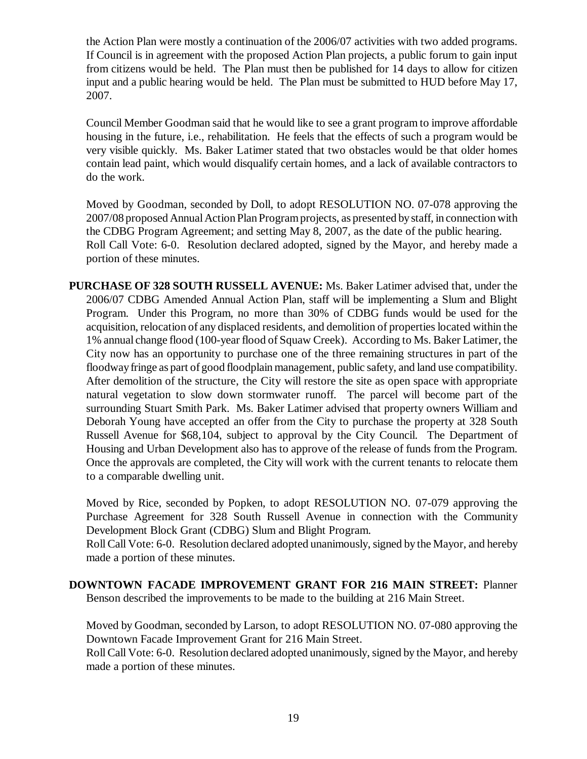the Action Plan were mostly a continuation of the 2006/07 activities with two added programs. If Council is in agreement with the proposed Action Plan projects, a public forum to gain input from citizens would be held. The Plan must then be published for 14 days to allow for citizen input and a public hearing would be held. The Plan must be submitted to HUD before May 17, 2007.

Council Member Goodman said that he would like to see a grant program to improve affordable housing in the future, i.e., rehabilitation. He feels that the effects of such a program would be very visible quickly. Ms. Baker Latimer stated that two obstacles would be that older homes contain lead paint, which would disqualify certain homes, and a lack of available contractors to do the work.

Moved by Goodman, seconded by Doll, to adopt RESOLUTION NO. 07-078 approving the 2007/08 proposed Annual Action Plan Program projects, as presented by staff, in connection with the CDBG Program Agreement; and setting May 8, 2007, as the date of the public hearing.
Roll Call Vote: 6-0. Resolution declared adopted, signed by the Mayor, and hereby made a portion of these minutes.

**PURCHASE OF 328 SOUTH RUSSELL AVENUE:** Ms. Baker Latimer advised that, under the 2006/07 CDBG Amended Annual Action Plan, staff will be implementing a Slum and Blight Program. Under this Program, no more than 30% of CDBG funds would be used for the acquisition, relocation of any displaced residents, and demolition of properties located within the 1% annual change flood (100-year flood of Squaw Creek). According to Ms. Baker Latimer, the City now has an opportunity to purchase one of the three remaining structures in part of the floodway fringe as part of good floodplain management, public safety, and land use compatibility. After demolition of the structure, the City will restore the site as open space with appropriate natural vegetation to slow down stormwater runoff. The parcel will become part of the surrounding Stuart Smith Park. Ms. Baker Latimer advised that property owners William and Deborah Young have accepted an offer from the City to purchase the property at 328 South Russell Avenue for $68,104, subject to approval by the City Council. The Department of Housing and Urban Development also has to approve of the release of funds from the Program. Once the approvals are completed, the City will work with the current tenants to relocate them to a comparable dwelling unit.

Moved by Rice, seconded by Popken, to adopt RESOLUTION NO. 07-079 approving the Purchase Agreement for 328 South Russell Avenue in connection with the Community Development Block Grant (CDBG) Slum and Blight Program.
Roll Call Vote: 6-0. Resolution declared adopted unanimously, signed by the Mayor, and hereby made a portion of these minutes.

**DOWNTOWN FACADE IMPROVEMENT GRANT FOR 216 MAIN STREET:** Planner Benson described the improvements to be made to the building at 216 Main Street.

Moved by Goodman, seconded by Larson, to adopt RESOLUTION NO. 07-080 approving the Downtown Facade Improvement Grant for 216 Main Street.
Roll Call Vote: 6-0. Resolution declared adopted unanimously, signed by the Mayor, and hereby made a portion of these minutes.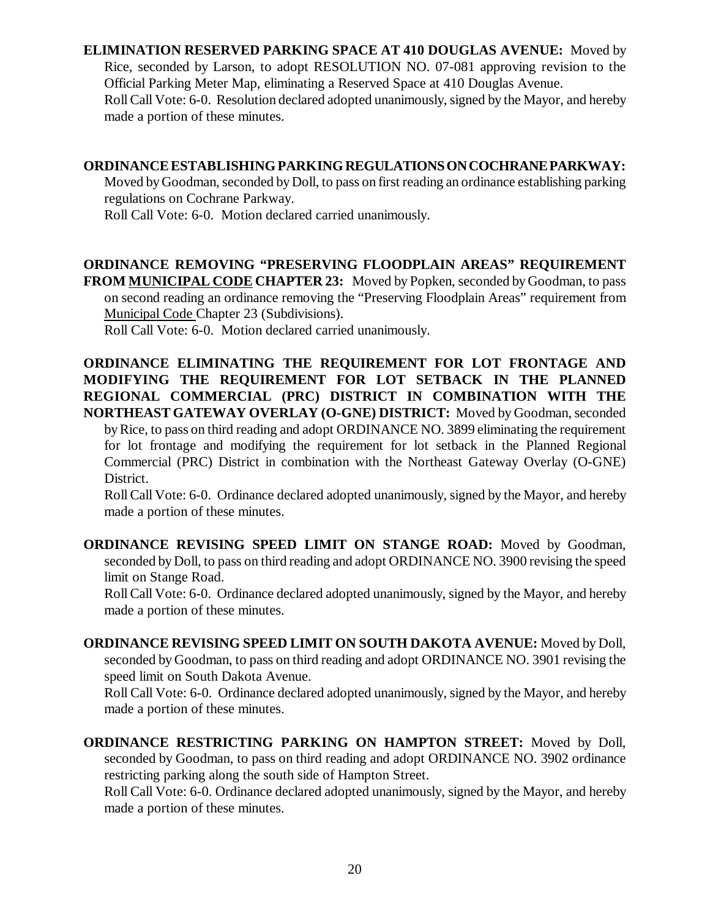**ELIMINATION RESERVED PARKING SPACE AT 410 DOUGLAS AVENUE:** Moved by Rice, seconded by Larson, to adopt RESOLUTION NO. 07-081 approving revision to the Official Parking Meter Map, eliminating a Reserved Space at 410 Douglas Avenue.
Roll Call Vote: 6-0. Resolution declared adopted unanimously, signed by the Mayor, and hereby made a portion of these minutes.

**ORDINANCE ESTABLISHING PARKING REGULATIONS ON COCHRANE PARKWAY:** Moved by Goodman, seconded by Doll, to pass on first reading an ordinance establishing parking regulations on Cochrane Parkway.
Roll Call Vote: 6-0. Motion declared carried unanimously.

**ORDINANCE REMOVING "PRESERVING FLOODPLAIN AREAS" REQUIREMENT FROM MUNICIPAL CODE CHAPTER 23:** Moved by Popken, seconded by Goodman, to pass on second reading an ordinance removing the "Preserving Floodplain Areas" requirement from Municipal Code Chapter 23 (Subdivisions).
Roll Call Vote: 6-0. Motion declared carried unanimously.

**ORDINANCE ELIMINATING THE REQUIREMENT FOR LOT FRONTAGE AND MODIFYING THE REQUIREMENT FOR LOT SETBACK IN THE PLANNED REGIONAL COMMERCIAL (PRC) DISTRICT IN COMBINATION WITH THE NORTHEAST GATEWAY OVERLAY (O-GNE) DISTRICT:** Moved by Goodman, seconded by Rice, to pass on third reading and adopt ORDINANCE NO. 3899 eliminating the requirement for lot frontage and modifying the requirement for lot setback in the Planned Regional Commercial (PRC) District in combination with the Northeast Gateway Overlay (O-GNE) District.
Roll Call Vote: 6-0. Ordinance declared adopted unanimously, signed by the Mayor, and hereby made a portion of these minutes.

**ORDINANCE REVISING SPEED LIMIT ON STANGE ROAD:** Moved by Goodman, seconded by Doll, to pass on third reading and adopt ORDINANCE NO. 3900 revising the speed limit on Stange Road.
Roll Call Vote: 6-0. Ordinance declared adopted unanimously, signed by the Mayor, and hereby made a portion of these minutes.

**ORDINANCE REVISING SPEED LIMIT ON SOUTH DAKOTA AVENUE:** Moved by Doll, seconded by Goodman, to pass on third reading and adopt ORDINANCE NO. 3901 revising the speed limit on South Dakota Avenue.
Roll Call Vote: 6-0. Ordinance declared adopted unanimously, signed by the Mayor, and hereby made a portion of these minutes.

**ORDINANCE RESTRICTING PARKING ON HAMPTON STREET:** Moved by Doll, seconded by Goodman, to pass on third reading and adopt ORDINANCE NO. 3902 ordinance restricting parking along the south side of Hampton Street.
Roll Call Vote: 6-0. Ordinance declared adopted unanimously, signed by the Mayor, and hereby made a portion of these minutes.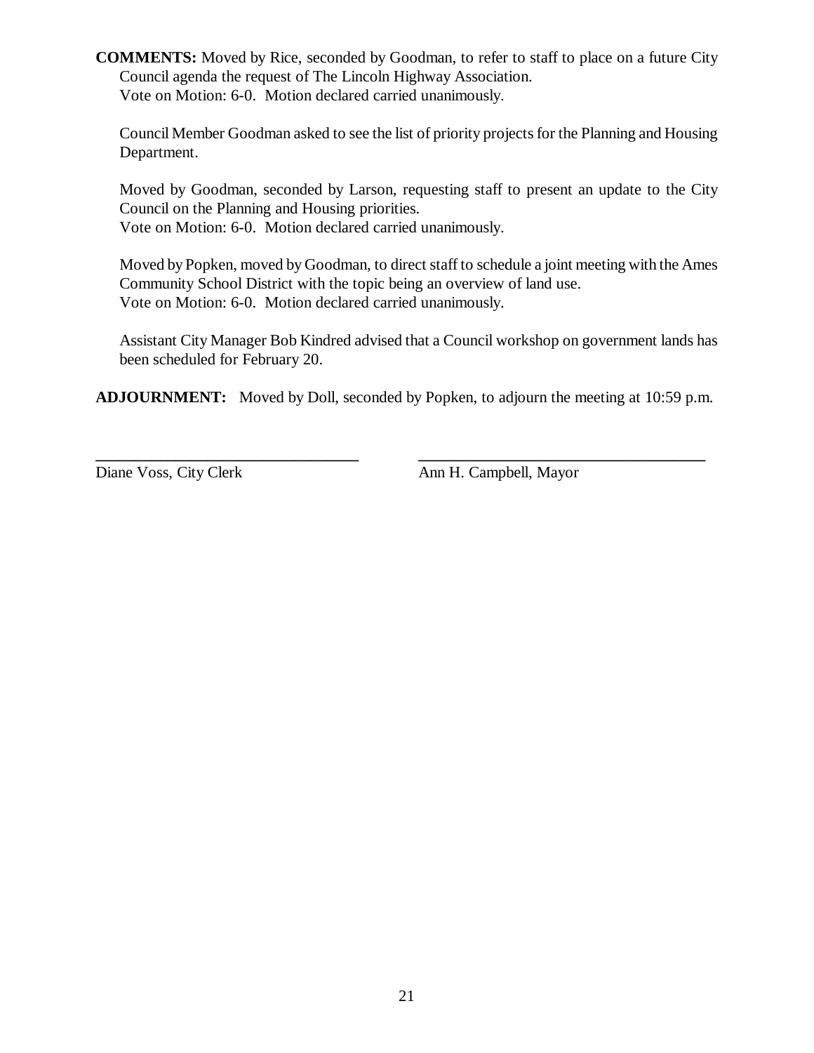**COMMENTS:** Moved by Rice, seconded by Goodman, to refer to staff to place on a future City Council agenda the request of The Lincoln Highway Association.
Vote on Motion: 6-0. Motion declared carried unanimously.

Council Member Goodman asked to see the list of priority projects for the Planning and Housing Department.

Moved by Goodman, seconded by Larson, requesting staff to present an update to the City Council on the Planning and Housing priorities.
Vote on Motion: 6-0. Motion declared carried unanimously.

Moved by Popken, moved by Goodman, to direct staff to schedule a joint meeting with the Ames Community School District with the topic being an overview of land use.
Vote on Motion: 6-0. Motion declared carried unanimously.

Assistant City Manager Bob Kindred advised that a Council workshop on government lands has been scheduled for February 20.

**ADJOURNMENT:** Moved by Doll, seconded by Popken, to adjourn the meeting at 10:59 p.m.

\_\_\_\_\_\_\_\_\_\_\_\_\_\_\_\_\_\_\_\_\_\_\_\_\_\_\_\_\_\_\_\_ \_\_\_\_\_\_\_\_\_\_\_\_\_\_\_\_\_\_\_\_\_\_\_\_\_\_\_\_\_\_\_\_\_\_\_\_

Diane Voss, City Clerk Ann H. Campbell, Mayor